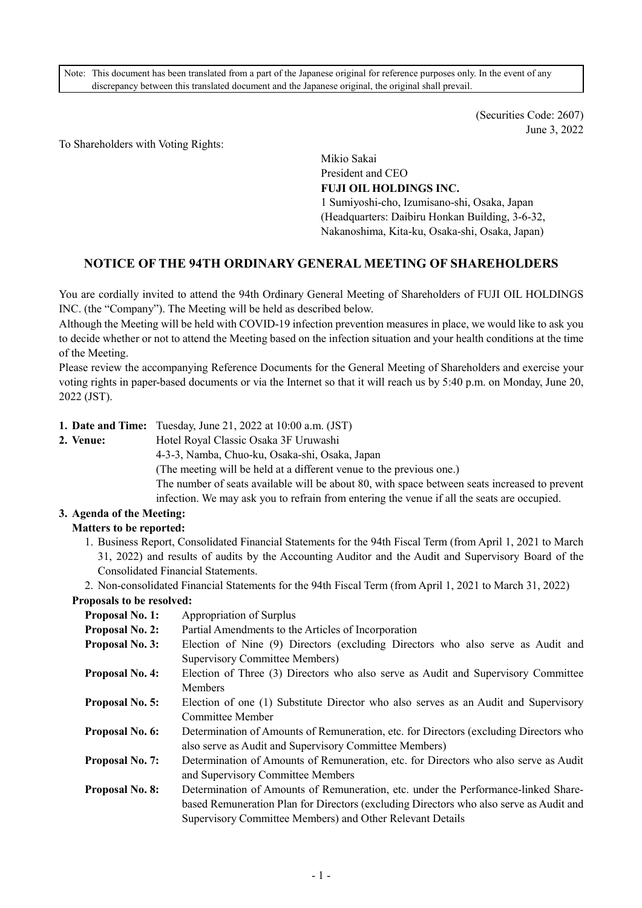Note: This document has been translated from a part of the Japanese original for reference purposes only. In the event of any discrepancy between this translated document and the Japanese original, the original shall prevail.

(Securities Code: 2607)
June 3, 2022

To Shareholders with Voting Rights:

Mikio Sakai
President and CEO
**FUJI OIL HOLDINGS INC.**
1 Sumiyoshi-cho, Izumisano-shi, Osaka, Japan
(Headquarters: Daibiru Honkan Building, 3-6-32, Nakanoshima, Kita-ku, Osaka-shi, Osaka, Japan)

## NOTICE OF THE 94TH ORDINARY GENERAL MEETING OF SHAREHOLDERS

You are cordially invited to attend the 94th Ordinary General Meeting of Shareholders of FUJI OIL HOLDINGS INC. (the "Company"). The Meeting will be held as described below.

Although the Meeting will be held with COVID-19 infection prevention measures in place, we would like to ask you to decide whether or not to attend the Meeting based on the infection situation and your health conditions at the time of the Meeting.

Please review the accompanying Reference Documents for the General Meeting of Shareholders and exercise your voting rights in paper-based documents or via the Internet so that it will reach us by 5:40 p.m. on Monday, June 20, 2022 (JST).

**1. Date and Time:** Tuesday, June 21, 2022 at 10:00 a.m. (JST)

**2. Venue:** Hotel Royal Classic Osaka 3F Uruwashi
4-3-3, Namba, Chuo-ku, Osaka-shi, Osaka, Japan
(The meeting will be held at a different venue to the previous one.)
The number of seats available will be about 80, with space between seats increased to prevent infection. We may ask you to refrain from entering the venue if all the seats are occupied.

**3. Agenda of the Meeting:**

**Matters to be reported:**

1. Business Report, Consolidated Financial Statements for the 94th Fiscal Term (from April 1, 2021 to March 31, 2022) and results of audits by the Accounting Auditor and the Audit and Supervisory Board of the Consolidated Financial Statements.
2. Non-consolidated Financial Statements for the 94th Fiscal Term (from April 1, 2021 to March 31, 2022)

**Proposals to be resolved:**

**Proposal No. 1:** Appropriation of Surplus

**Proposal No. 2:** Partial Amendments to the Articles of Incorporation

**Proposal No. 3:** Election of Nine (9) Directors (excluding Directors who also serve as Audit and Supervisory Committee Members)

**Proposal No. 4:** Election of Three (3) Directors who also serve as Audit and Supervisory Committee Members

**Proposal No. 5:** Election of one (1) Substitute Director who also serves as an Audit and Supervisory Committee Member

**Proposal No. 6:** Determination of Amounts of Remuneration, etc. for Directors (excluding Directors who also serve as Audit and Supervisory Committee Members)

**Proposal No. 7:** Determination of Amounts of Remuneration, etc. for Directors who also serve as Audit and Supervisory Committee Members

**Proposal No. 8:** Determination of Amounts of Remuneration, etc. under the Performance-linked Share-based Remuneration Plan for Directors (excluding Directors who also serve as Audit and Supervisory Committee Members) and Other Relevant Details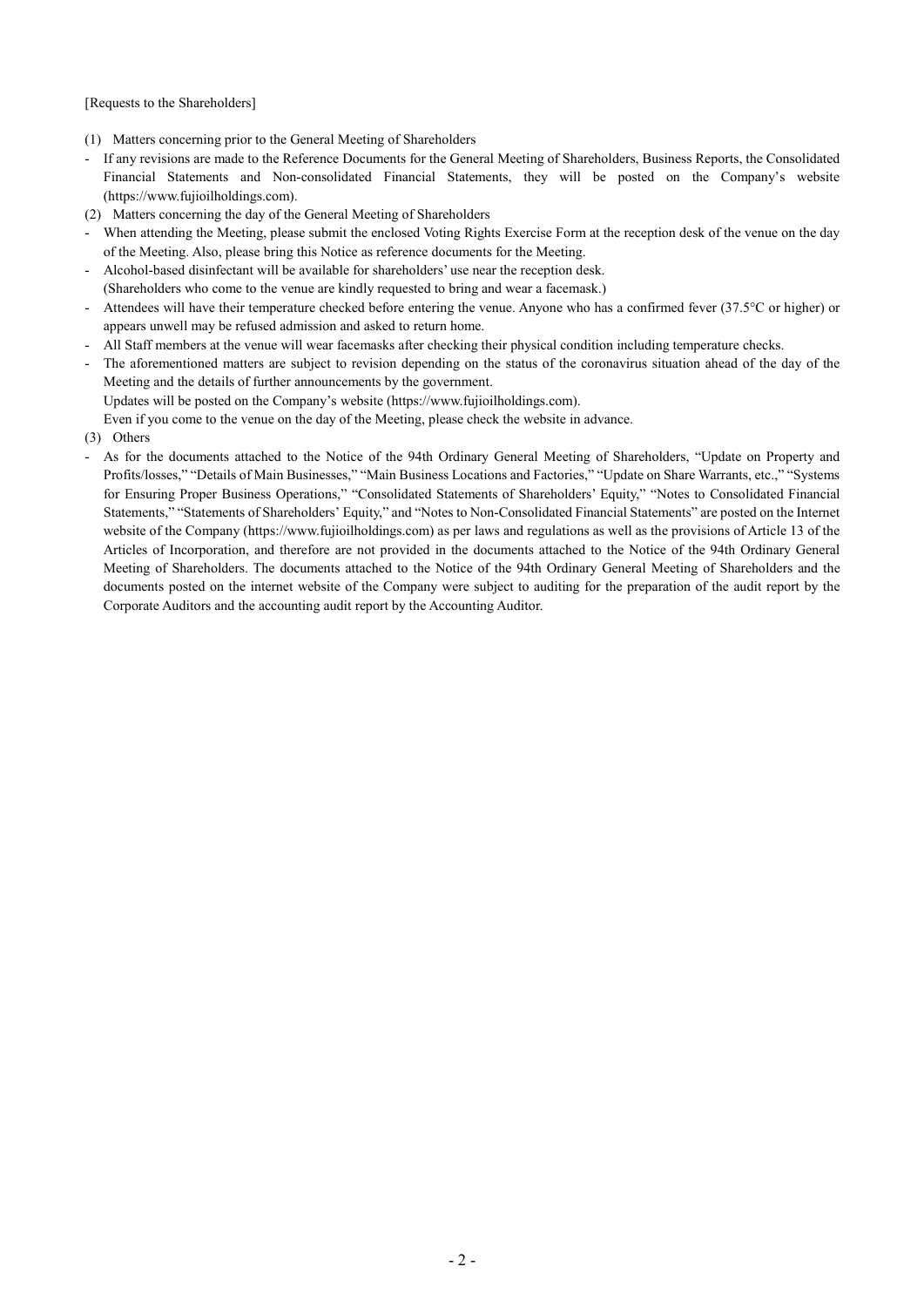[Requests to the Shareholders]

(1) Matters concerning prior to the General Meeting of Shareholders

- If any revisions are made to the Reference Documents for the General Meeting of Shareholders, Business Reports, the Consolidated Financial Statements and Non-consolidated Financial Statements, they will be posted on the Company's website (https://www.fujioilholdings.com).

(2) Matters concerning the day of the General Meeting of Shareholders

- When attending the Meeting, please submit the enclosed Voting Rights Exercise Form at the reception desk of the venue on the day of the Meeting. Also, please bring this Notice as reference documents for the Meeting.
- Alcohol-based disinfectant will be available for shareholders' use near the reception desk.
  (Shareholders who come to the venue are kindly requested to bring and wear a facemask.)
- Attendees will have their temperature checked before entering the venue. Anyone who has a confirmed fever (37.5°C or higher) or appears unwell may be refused admission and asked to return home.
- All Staff members at the venue will wear facemasks after checking their physical condition including temperature checks.
- The aforementioned matters are subject to revision depending on the status of the coronavirus situation ahead of the day of the Meeting and the details of further announcements by the government.
  Updates will be posted on the Company's website (https://www.fujioilholdings.com).
  Even if you come to the venue on the day of the Meeting, please check the website in advance.

(3) Others

- As for the documents attached to the Notice of the 94th Ordinary General Meeting of Shareholders, "Update on Property and Profits/losses," "Details of Main Businesses," "Main Business Locations and Factories," "Update on Share Warrants, etc.," "Systems for Ensuring Proper Business Operations," "Consolidated Statements of Shareholders' Equity," "Notes to Consolidated Financial Statements," "Statements of Shareholders' Equity," and "Notes to Non-Consolidated Financial Statements" are posted on the Internet website of the Company (https://www.fujioilholdings.com) as per laws and regulations as well as the provisions of Article 13 of the Articles of Incorporation, and therefore are not provided in the documents attached to the Notice of the 94th Ordinary General Meeting of Shareholders. The documents attached to the Notice of the 94th Ordinary General Meeting of Shareholders and the documents posted on the internet website of the Company were subject to auditing for the preparation of the audit report by the Corporate Auditors and the accounting audit report by the Accounting Auditor.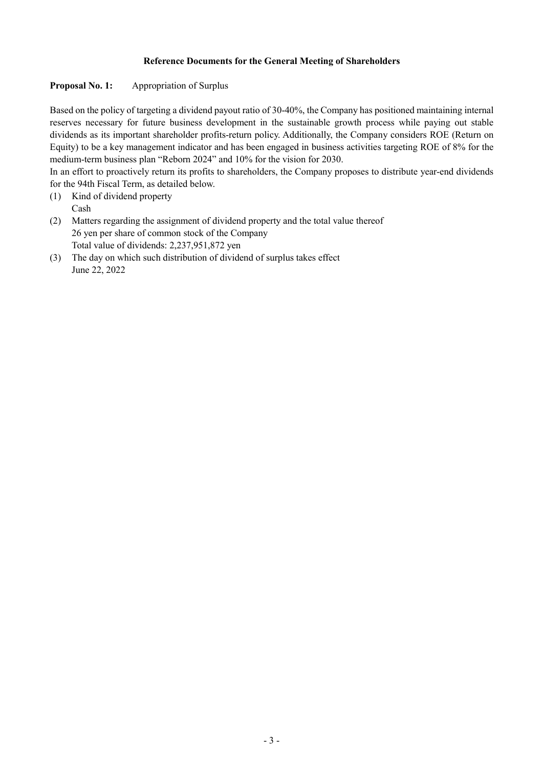## Reference Documents for the General Meeting of Shareholders

**Proposal No. 1:** Appropriation of Surplus

Based on the policy of targeting a dividend payout ratio of 30-40%, the Company has positioned maintaining internal reserves necessary for future business development in the sustainable growth process while paying out stable dividends as its important shareholder profits-return policy. Additionally, the Company considers ROE (Return on Equity) to be a key management indicator and has been engaged in business activities targeting ROE of 8% for the medium-term business plan "Reborn 2024" and 10% for the vision for 2030.

In an effort to proactively return its profits to shareholders, the Company proposes to distribute year-end dividends for the 94th Fiscal Term, as detailed below.

(1) Kind of dividend property
 Cash

(2) Matters regarding the assignment of dividend property and the total value thereof
 26 yen per share of common stock of the Company
 Total value of dividends: 2,237,951,872 yen

(3) The day on which such distribution of dividend of surplus takes effect
 June 22, 2022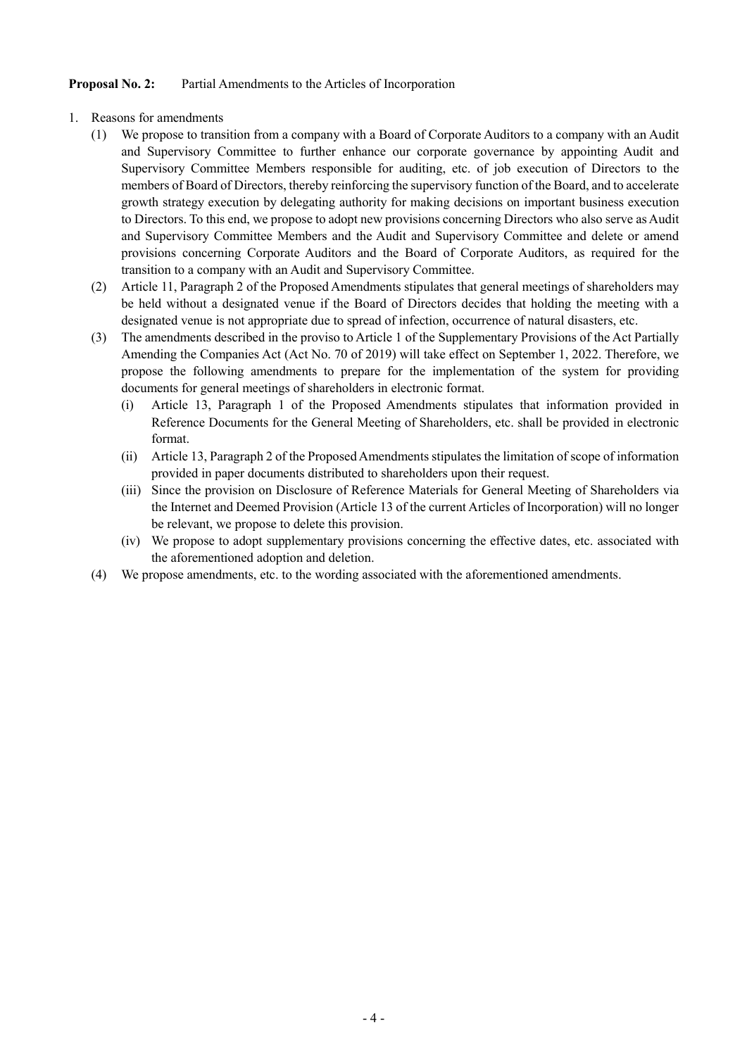**Proposal No. 2:** Partial Amendments to the Articles of Incorporation

1. Reasons for amendments
   (1) We propose to transition from a company with a Board of Corporate Auditors to a company with an Audit and Supervisory Committee to further enhance our corporate governance by appointing Audit and Supervisory Committee Members responsible for auditing, etc. of job execution of Directors to the members of Board of Directors, thereby reinforcing the supervisory function of the Board, and to accelerate growth strategy execution by delegating authority for making decisions on important business execution to Directors. To this end, we propose to adopt new provisions concerning Directors who also serve as Audit and Supervisory Committee Members and the Audit and Supervisory Committee and delete or amend provisions concerning Corporate Auditors and the Board of Corporate Auditors, as required for the transition to a company with an Audit and Supervisory Committee.
   (2) Article 11, Paragraph 2 of the Proposed Amendments stipulates that general meetings of shareholders may be held without a designated venue if the Board of Directors decides that holding the meeting with a designated venue is not appropriate due to spread of infection, occurrence of natural disasters, etc.
   (3) The amendments described in the proviso to Article 1 of the Supplementary Provisions of the Act Partially Amending the Companies Act (Act No. 70 of 2019) will take effect on September 1, 2022. Therefore, we propose the following amendments to prepare for the implementation of the system for providing documents for general meetings of shareholders in electronic format.
      (i) Article 13, Paragraph 1 of the Proposed Amendments stipulates that information provided in Reference Documents for the General Meeting of Shareholders, etc. shall be provided in electronic format.
      (ii) Article 13, Paragraph 2 of the Proposed Amendments stipulates the limitation of scope of information provided in paper documents distributed to shareholders upon their request.
      (iii) Since the provision on Disclosure of Reference Materials for General Meeting of Shareholders via the Internet and Deemed Provision (Article 13 of the current Articles of Incorporation) will no longer be relevant, we propose to delete this provision.
      (iv) We propose to adopt supplementary provisions concerning the effective dates, etc. associated with the aforementioned adoption and deletion.
   (4) We propose amendments, etc. to the wording associated with the aforementioned amendments.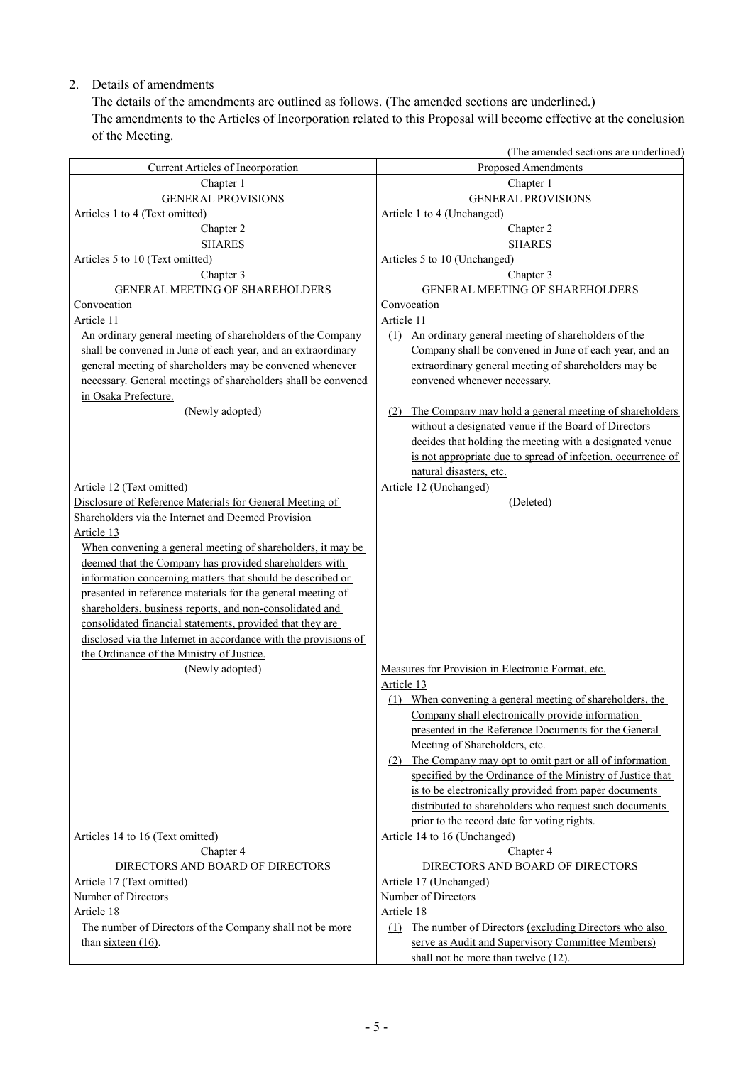2. Details of amendments

The details of the amendments are outlined as follows. (The amended sections are underlined.)

The amendments to the Articles of Incorporation related to this Proposal will become effective at the conclusion of the Meeting.

(The amended sections are underlined)

| Current Articles of Incorporation | Proposed Amendments |
|---|---|
| Chapter 1<br>GENERAL PROVISIONS | Chapter 1<br>GENERAL PROVISIONS |
| Articles 1 to 4 (Text omitted) | Article 1 to 4 (Unchanged) |
| Chapter 2<br>SHARES | Chapter 2<br>SHARES |
| Articles 5 to 10 (Text omitted) | Articles 5 to 10 (Unchanged) |
| Chapter 3<br>GENERAL MEETING OF SHAREHOLDERS | Chapter 3<br>GENERAL MEETING OF SHAREHOLDERS |
| Convocation<br>Article 11<br>An ordinary general meeting of shareholders of the Company shall be convened in June of each year, and an extraordinary general meeting of shareholders may be convened whenever necessary. <u>General meetings of shareholders shall be convened in Osaka Prefecture.</u> | Convocation<br>Article 11<br>(1) An ordinary general meeting of shareholders of the Company shall be convened in June of each year, and an extraordinary general meeting of shareholders may be convened whenever necessary. |
| (Newly adopted) | <u>(2) The Company may hold a general meeting of shareholders without a designated venue if the Board of Directors decides that holding the meeting with a designated venue is not appropriate due to spread of infection, occurrence of natural disasters, etc.</u> |
| Article 12 (Text omitted) | Article 12 (Unchanged) |
| <u>Disclosure of Reference Materials for General Meeting of Shareholders via the Internet and Deemed Provision</u><br><u>Article 13</u><br><u>When convening a general meeting of shareholders, it may be deemed that the Company has provided shareholders with information concerning matters that should be described or presented in reference materials for the general meeting of shareholders, business reports, and non-consolidated and consolidated financial statements, provided that they are disclosed via the Internet in accordance with the provisions of the Ordinance of the Ministry of Justice.</u> | (Deleted) |
| (Newly adopted) | <u>Measures for Provision in Electronic Format, etc.</u><br><u>Article 13</u><br><u>(1) When convening a general meeting of shareholders, the Company shall electronically provide information presented in the Reference Documents for the General Meeting of Shareholders, etc.</u><br><u>(2) The Company may opt to omit part or all of information specified by the Ordinance of the Ministry of Justice that is to be electronically provided from paper documents distributed to shareholders who request such documents prior to the record date for voting rights.</u> |
| Articles 14 to 16 (Text omitted) | Article 14 to 16 (Unchanged) |
| Chapter 4<br>DIRECTORS AND BOARD OF DIRECTORS | Chapter 4<br>DIRECTORS AND BOARD OF DIRECTORS |
| Article 17 (Text omitted) | Article 17 (Unchanged) |
| Number of Directors<br>Article 18<br>The number of Directors of the Company shall not be more than <u>sixteen (16)</u>. | Number of Directors<br>Article 18<br><u>(1)</u> The number of Directors <u>(excluding Directors who also serve as Audit and Supervisory Committee Members)</u> shall not be more than <u>twelve (12)</u>. |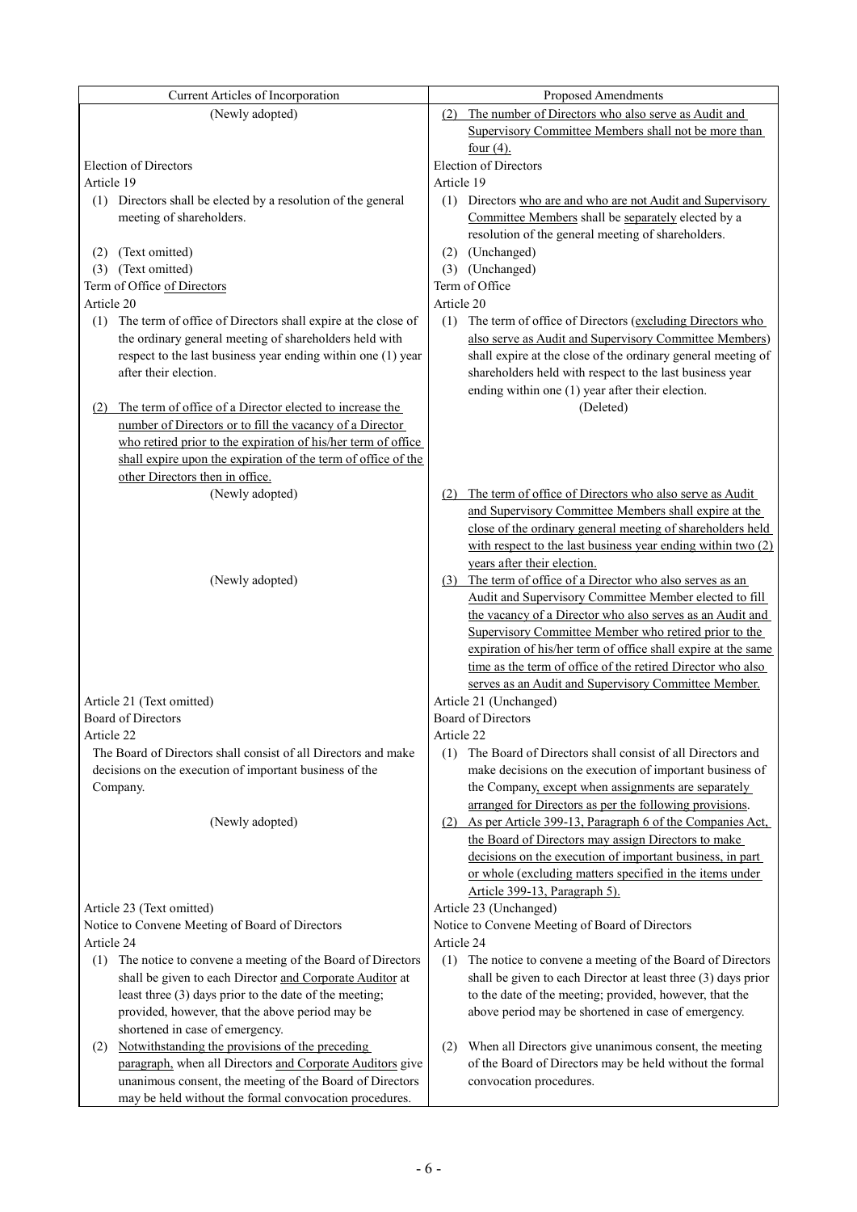| Current Articles of Incorporation | Proposed Amendments |
|---|---|
| (Newly adopted) | (2) The number of Directors who also serve as Audit and Supervisory Committee Members shall not be more than four (4). |
| Election of Directors<br>Article 19<br>(1) Directors shall be elected by a resolution of the general meeting of shareholders.<br>(2) (Text omitted)<br>(3) (Text omitted) | Election of Directors<br>Article 19<br>(1) Directors who are and who are not Audit and Supervisory Committee Members shall be separately elected by a resolution of the general meeting of shareholders.<br>(2) (Unchanged)<br>(3) (Unchanged) |
| Term of Office of Directors<br>Article 20<br>(1) The term of office of Directors shall expire at the close of the ordinary general meeting of shareholders held with respect to the last business year ending within one (1) year after their election. | Term of Office<br>Article 20<br>(1) The term of office of Directors (excluding Directors who also serve as Audit and Supervisory Committee Members) shall expire at the close of the ordinary general meeting of shareholders held with respect to the last business year ending within one (1) year after their election. |
| (2) The term of office of a Director elected to increase the number of Directors or to fill the vacancy of a Director who retired prior to the expiration of his/her term of office shall expire upon the expiration of the term of office of the other Directors then in office. | (Deleted) |
| (Newly adopted) | (2) The term of office of Directors who also serve as Audit and Supervisory Committee Members shall expire at the close of the ordinary general meeting of shareholders held with respect to the last business year ending within two (2) years after their election. |
| (Newly adopted) | (3) The term of office of a Director who also serves as an Audit and Supervisory Committee Member elected to fill the vacancy of a Director who also serves as an Audit and Supervisory Committee Member who retired prior to the expiration of his/her term of office shall expire at the same time as the term of office of the retired Director who also serves as an Audit and Supervisory Committee Member. |
| Article 21 (Text omitted) | Article 21 (Unchanged) |
| Board of Directors<br>Article 22<br>The Board of Directors shall consist of all Directors and make decisions on the execution of important business of the Company. | Board of Directors<br>Article 22<br>(1) The Board of Directors shall consist of all Directors and make decisions on the execution of important business of the Company, except when assignments are separately arranged for Directors as per the following provisions. |
| (Newly adopted) | (2) As per Article 399-13, Paragraph 6 of the Companies Act, the Board of Directors may assign Directors to make decisions on the execution of important business, in part or whole (excluding matters specified in the items under Article 399-13, Paragraph 5). |
| Article 23 (Text omitted) | Article 23 (Unchanged) |
| Notice to Convene Meeting of Board of Directors<br>Article 24<br>(1) The notice to convene a meeting of the Board of Directors shall be given to each Director and Corporate Auditor at least three (3) days prior to the date of the meeting; provided, however, that the above period may be shortened in case of emergency. | Notice to Convene Meeting of Board of Directors<br>Article 24<br>(1) The notice to convene a meeting of the Board of Directors shall be given to each Director at least three (3) days prior to the date of the meeting; provided, however, that the above period may be shortened in case of emergency. |
| (2) Notwithstanding the provisions of the preceding paragraph, when all Directors and Corporate Auditors give unanimous consent, the meeting of the Board of Directors may be held without the formal convocation procedures. | (2) When all Directors give unanimous consent, the meeting of the Board of Directors may be held without the formal convocation procedures. |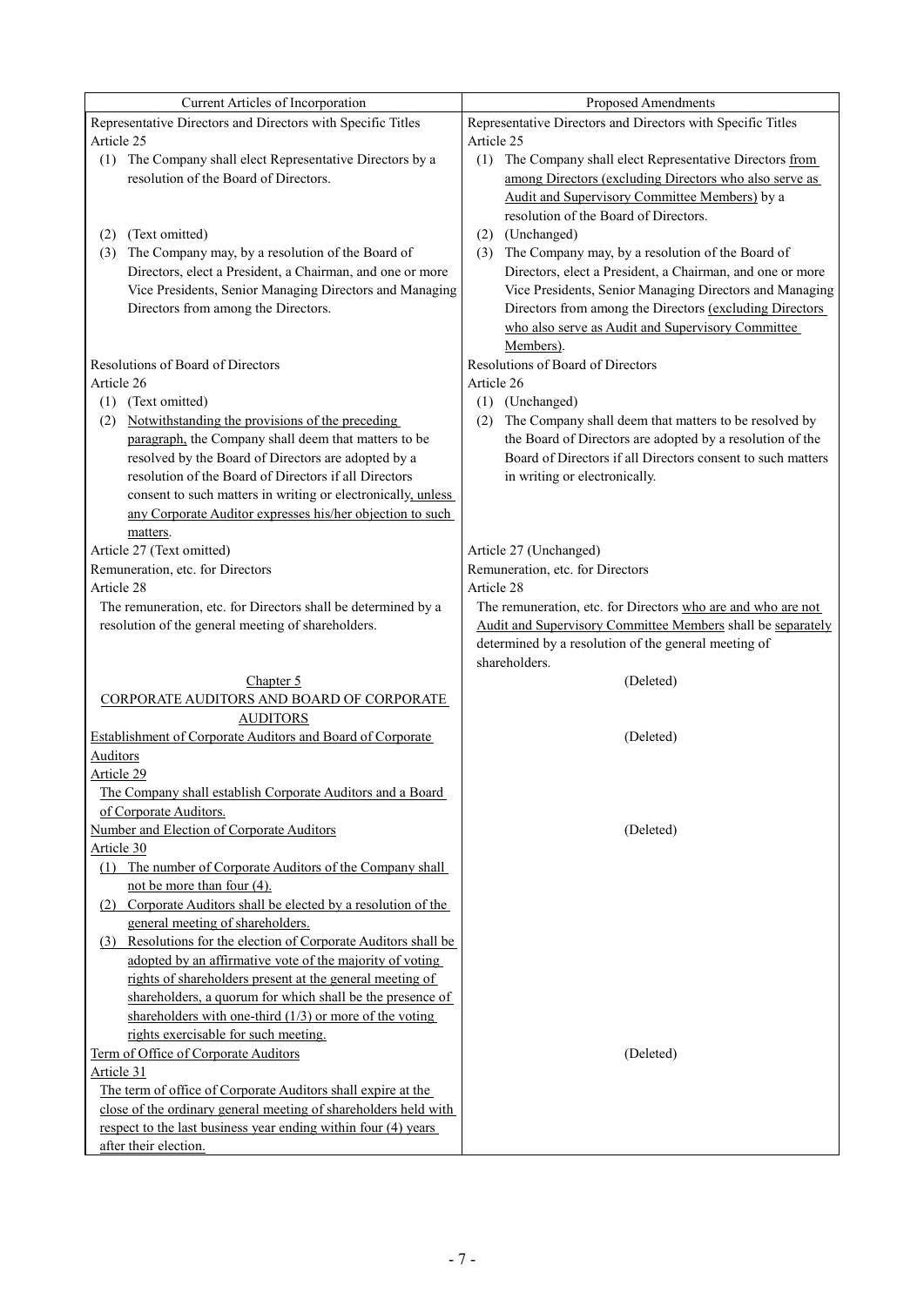| Current Articles of Incorporation | Proposed Amendments |
|---|---|
| Representative Directors and Directors with Specific Titles<br>Article 25<br>(1) The Company shall elect Representative Directors by a resolution of the Board of Directors.<br>(2) (Text omitted)<br>(3) The Company may, by a resolution of the Board of Directors, elect a President, a Chairman, and one or more Vice Presidents, Senior Managing Directors and Managing Directors from among the Directors. | Representative Directors and Directors with Specific Titles<br>Article 25<br>(1) The Company shall elect Representative Directors from among Directors (excluding Directors who also serve as Audit and Supervisory Committee Members) by a resolution of the Board of Directors.<br>(2) (Unchanged)<br>(3) The Company may, by a resolution of the Board of Directors, elect a President, a Chairman, and one or more Vice Presidents, Senior Managing Directors and Managing Directors from among the Directors (excluding Directors who also serve as Audit and Supervisory Committee Members). |
| Resolutions of Board of Directors<br>Article 26<br>(1) (Text omitted)<br>(2) Notwithstanding the provisions of the preceding paragraph, the Company shall deem that matters to be resolved by the Board of Directors are adopted by a resolution of the Board of Directors if all Directors consent to such matters in writing or electronically, unless any Corporate Auditor expresses his/her objection to such matters. | Resolutions of Board of Directors<br>Article 26<br>(1) (Unchanged)<br>(2) The Company shall deem that matters to be resolved by the Board of Directors are adopted by a resolution of the Board of Directors if all Directors consent to such matters in writing or electronically. |
| Article 27 (Text omitted) | Article 27 (Unchanged) |
| Remuneration, etc. for Directors<br>Article 28<br>The remuneration, etc. for Directors shall be determined by a resolution of the general meeting of shareholders. | Remuneration, etc. for Directors<br>Article 28<br>The remuneration, etc. for Directors who are and who are not Audit and Supervisory Committee Members shall be separately determined by a resolution of the general meeting of shareholders. |
| Chapter 5<br>CORPORATE AUDITORS AND BOARD OF CORPORATE AUDITORS | (Deleted) |
| Establishment of Corporate Auditors and Board of Corporate Auditors<br>Article 29<br>The Company shall establish Corporate Auditors and a Board of Corporate Auditors. | (Deleted) |
| Number and Election of Corporate Auditors<br>Article 30<br>(1) The number of Corporate Auditors of the Company shall not be more than four (4).<br>(2) Corporate Auditors shall be elected by a resolution of the general meeting of shareholders.<br>(3) Resolutions for the election of Corporate Auditors shall be adopted by an affirmative vote of the majority of voting rights of shareholders present at the general meeting of shareholders, a quorum for which shall be the presence of shareholders with one-third (1/3) or more of the voting rights exercisable for such meeting. | (Deleted) |
| Term of Office of Corporate Auditors<br>Article 31<br>The term of office of Corporate Auditors shall expire at the close of the ordinary general meeting of shareholders held with respect to the last business year ending within four (4) years after their election. | (Deleted) |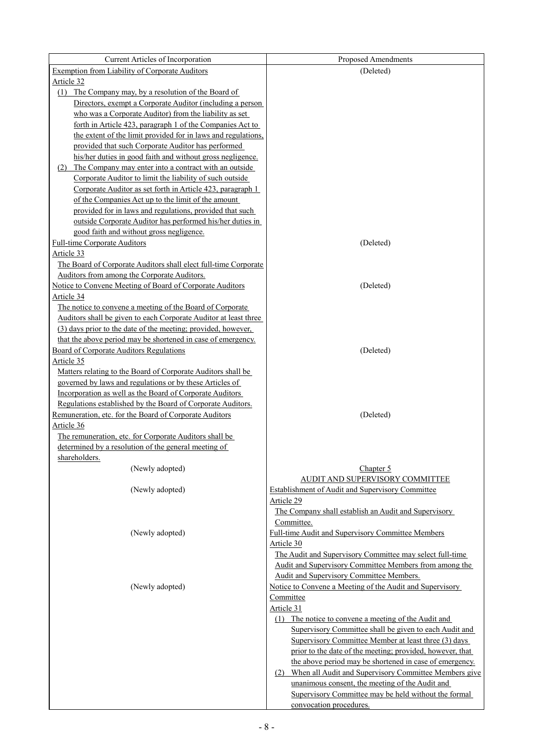| Current Articles of Incorporation | Proposed Amendments |
| --- | --- |
| Exemption from Liability of Corporate Auditors<br>Article 32<br>(1) The Company may, by a resolution of the Board of Directors, exempt a Corporate Auditor (including a person who was a Corporate Auditor) from the liability as set forth in Article 423, paragraph 1 of the Companies Act to the extent of the limit provided for in laws and regulations, provided that such Corporate Auditor has performed his/her duties in good faith and without gross negligence.<br>(2) The Company may enter into a contract with an outside Corporate Auditor to limit the liability of such outside Corporate Auditor as set forth in Article 423, paragraph 1 of the Companies Act up to the limit of the amount provided for in laws and regulations, provided that such outside Corporate Auditor has performed his/her duties in good faith and without gross negligence. | (Deleted) |
| Full-time Corporate Auditors<br>Article 33<br>The Board of Corporate Auditors shall elect full-time Corporate Auditors from among the Corporate Auditors. | (Deleted) |
| Notice to Convene Meeting of Board of Corporate Auditors<br>Article 34<br>The notice to convene a meeting of the Board of Corporate Auditors shall be given to each Corporate Auditor at least three (3) days prior to the date of the meeting; provided, however, that the above period may be shortened in case of emergency. | (Deleted) |
| Board of Corporate Auditors Regulations<br>Article 35<br>Matters relating to the Board of Corporate Auditors shall be governed by laws and regulations or by these Articles of Incorporation as well as the Board of Corporate Auditors Regulations established by the Board of Corporate Auditors. | (Deleted) |
| Remuneration, etc. for the Board of Corporate Auditors<br>Article 36<br>The remuneration, etc. for Corporate Auditors shall be determined by a resolution of the general meeting of shareholders. | (Deleted) |
| (Newly adopted) | Chapter 5<br>AUDIT AND SUPERVISORY COMMITTEE |
| (Newly adopted) | Establishment of Audit and Supervisory Committee<br>Article 29<br>The Company shall establish an Audit and Supervisory Committee. |
| (Newly adopted) | Full-time Audit and Supervisory Committee Members<br>Article 30<br>The Audit and Supervisory Committee may select full-time Audit and Supervisory Committee Members from among the Audit and Supervisory Committee Members. |
| (Newly adopted) | Notice to Convene a Meeting of the Audit and Supervisory Committee<br>Article 31<br>(1) The notice to convene a meeting of the Audit and Supervisory Committee shall be given to each Audit and Supervisory Committee Member at least three (3) days prior to the date of the meeting; provided, however, that the above period may be shortened in case of emergency.<br>(2) When all Audit and Supervisory Committee Members give unanimous consent, the meeting of the Audit and Supervisory Committee may be held without the formal convocation procedures. |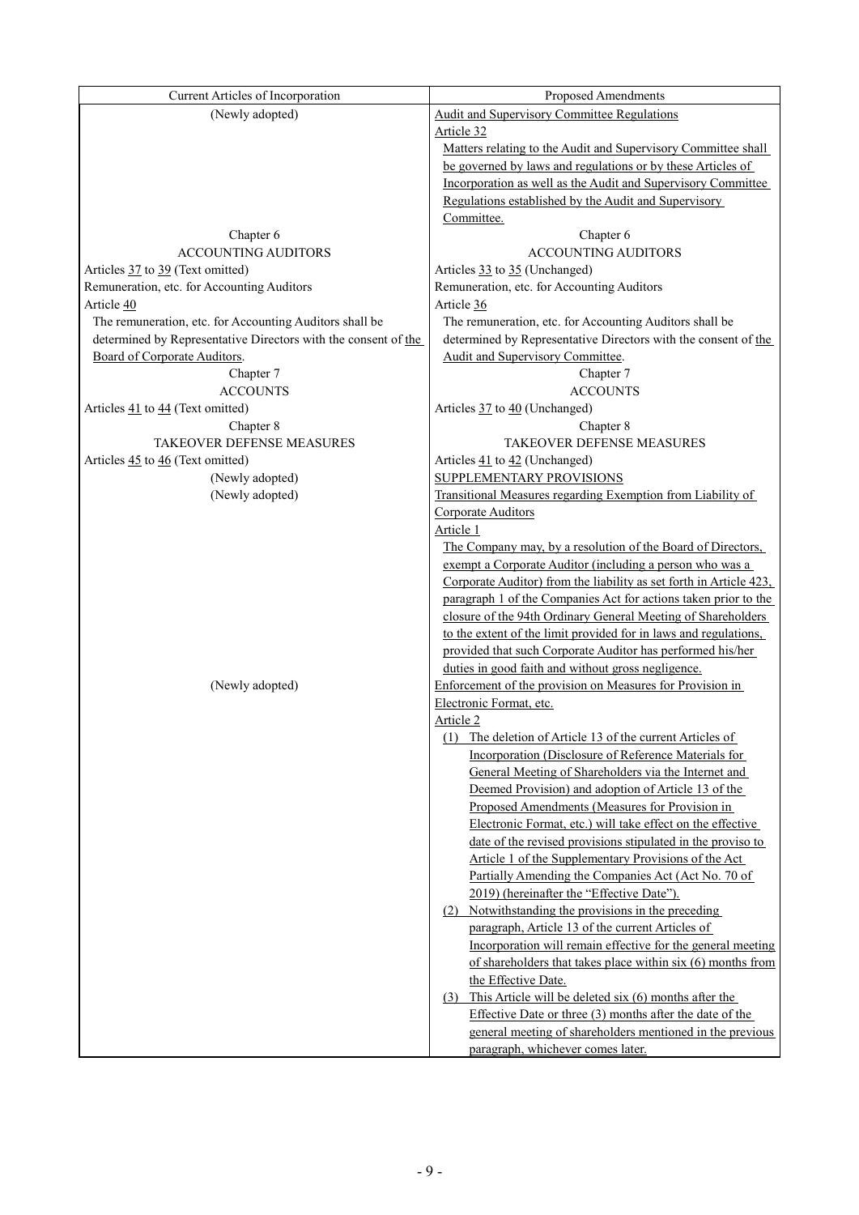| Current Articles of Incorporation | Proposed Amendments |
| --- | --- |
| (Newly adopted) | Audit and Supervisory Committee Regulations<br>Article 32<br>Matters relating to the Audit and Supervisory Committee shall be governed by laws and regulations or by these Articles of Incorporation as well as the Audit and Supervisory Committee Regulations established by the Audit and Supervisory Committee. |
| Chapter 6<br>ACCOUNTING AUDITORS | Chapter 6<br>ACCOUNTING AUDITORS |
| Articles 37 to 39 (Text omitted) | Articles 33 to 35 (Unchanged) |
| Remuneration, etc. for Accounting Auditors<br>Article 40<br>The remuneration, etc. for Accounting Auditors shall be determined by Representative Directors with the consent of the Board of Corporate Auditors. | Remuneration, etc. for Accounting Auditors<br>Article 36<br>The remuneration, etc. for Accounting Auditors shall be determined by Representative Directors with the consent of the Audit and Supervisory Committee. |
| Chapter 7<br>ACCOUNTS | Chapter 7<br>ACCOUNTS |
| Articles 41 to 44 (Text omitted) | Articles 37 to 40 (Unchanged) |
| Chapter 8<br>TAKEOVER DEFENSE MEASURES | Chapter 8<br>TAKEOVER DEFENSE MEASURES |
| Articles 45 to 46 (Text omitted) | Articles 41 to 42 (Unchanged) |
| (Newly adopted) | SUPPLEMENTARY PROVISIONS |
| (Newly adopted) | Transitional Measures regarding Exemption from Liability of Corporate Auditors<br>Article 1<br>The Company may, by a resolution of the Board of Directors, exempt a Corporate Auditor (including a person who was a Corporate Auditor) from the liability as set forth in Article 423, paragraph 1 of the Companies Act for actions taken prior to the closure of the 94th Ordinary General Meeting of Shareholders to the extent of the limit provided for in laws and regulations, provided that such Corporate Auditor has performed his/her duties in good faith and without gross negligence. |
| (Newly adopted) | Enforcement of the provision on Measures for Provision in Electronic Format, etc.<br>Article 2<br>(1) The deletion of Article 13 of the current Articles of Incorporation (Disclosure of Reference Materials for General Meeting of Shareholders via the Internet and Deemed Provision) and adoption of Article 13 of the Proposed Amendments (Measures for Provision in Electronic Format, etc.) will take effect on the effective date of the revised provisions stipulated in the proviso to Article 1 of the Supplementary Provisions of the Act Partially Amending the Companies Act (Act No. 70 of 2019) (hereinafter the "Effective Date").<br>(2) Notwithstanding the provisions in the preceding paragraph, Article 13 of the current Articles of Incorporation will remain effective for the general meeting of shareholders that takes place within six (6) months from the Effective Date.<br>(3) This Article will be deleted six (6) months after the Effective Date or three (3) months after the date of the general meeting of shareholders mentioned in the previous paragraph, whichever comes later. |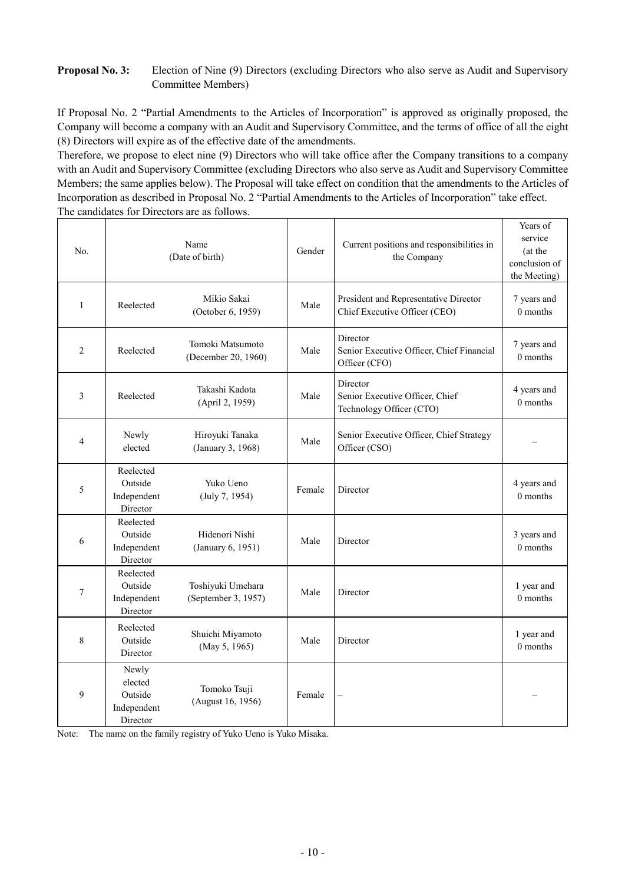**Proposal No. 3:** Election of Nine (9) Directors (excluding Directors who also serve as Audit and Supervisory Committee Members)

If Proposal No. 2 "Partial Amendments to the Articles of Incorporation" is approved as originally proposed, the Company will become a company with an Audit and Supervisory Committee, and the terms of office of all the eight (8) Directors will expire as of the effective date of the amendments.

Therefore, we propose to elect nine (9) Directors who will take office after the Company transitions to a company with an Audit and Supervisory Committee (excluding Directors who also serve as Audit and Supervisory Committee Members; the same applies below). The Proposal will take effect on condition that the amendments to the Articles of Incorporation as described in Proposal No. 2 "Partial Amendments to the Articles of Incorporation" take effect.

The candidates for Directors are as follows.

| No. | | Name (Date of birth) | Gender | Current positions and responsibilities in the Company | Years of service (at the conclusion of the Meeting) |
|---|---|---|---|---|---|
| 1 | Reelected | Mikio Sakai (October 6, 1959) | Male | President and Representative Director Chief Executive Officer (CEO) | 7 years and 0 months |
| 2 | Reelected | Tomoki Matsumoto (December 20, 1960) | Male | Director Senior Executive Officer, Chief Financial Officer (CFO) | 7 years and 0 months |
| 3 | Reelected | Takashi Kadota (April 2, 1959) | Male | Director Senior Executive Officer, Chief Technology Officer (CTO) | 4 years and 0 months |
| 4 | Newly elected | Hiroyuki Tanaka (January 3, 1968) | Male | Senior Executive Officer, Chief Strategy Officer (CSO) | – |
| 5 | Reelected Outside Independent Director | Yuko Ueno (July 7, 1954) | Female | Director | 4 years and 0 months |
| 6 | Reelected Outside Independent Director | Hidenori Nishi (January 6, 1951) | Male | Director | 3 years and 0 months |
| 7 | Reelected Outside Independent Director | Toshiyuki Umehara (September 3, 1957) | Male | Director | 1 year and 0 months |
| 8 | Reelected Outside Director | Shuichi Miyamoto (May 5, 1965) | Male | Director | 1 year and 0 months |
| 9 | Newly elected Outside Independent Director | Tomoko Tsuji (August 16, 1956) | Female | – | – |

Note: The name on the family registry of Yuko Ueno is Yuko Misaka.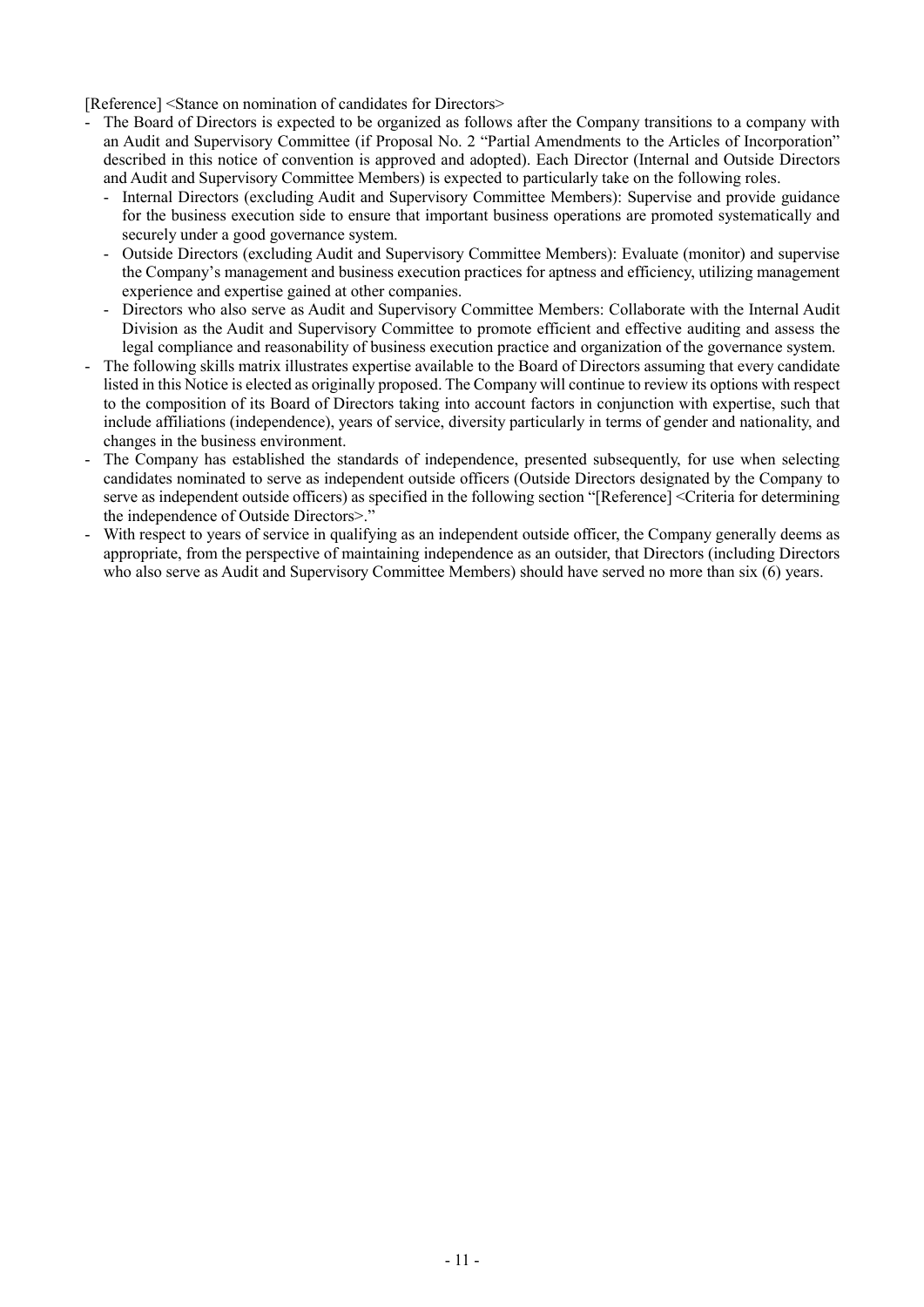[Reference] <Stance on nomination of candidates for Directors>

- The Board of Directors is expected to be organized as follows after the Company transitions to a company with an Audit and Supervisory Committee (if Proposal No. 2 "Partial Amendments to the Articles of Incorporation" described in this notice of convention is approved and adopted). Each Director (Internal and Outside Directors and Audit and Supervisory Committee Members) is expected to particularly take on the following roles.
  - Internal Directors (excluding Audit and Supervisory Committee Members): Supervise and provide guidance for the business execution side to ensure that important business operations are promoted systematically and securely under a good governance system.
  - Outside Directors (excluding Audit and Supervisory Committee Members): Evaluate (monitor) and supervise the Company's management and business execution practices for aptness and efficiency, utilizing management experience and expertise gained at other companies.
  - Directors who also serve as Audit and Supervisory Committee Members: Collaborate with the Internal Audit Division as the Audit and Supervisory Committee to promote efficient and effective auditing and assess the legal compliance and reasonability of business execution practice and organization of the governance system.
- The following skills matrix illustrates expertise available to the Board of Directors assuming that every candidate listed in this Notice is elected as originally proposed. The Company will continue to review its options with respect to the composition of its Board of Directors taking into account factors in conjunction with expertise, such that include affiliations (independence), years of service, diversity particularly in terms of gender and nationality, and changes in the business environment.
- The Company has established the standards of independence, presented subsequently, for use when selecting candidates nominated to serve as independent outside officers (Outside Directors designated by the Company to serve as independent outside officers) as specified in the following section "[Reference] <Criteria for determining the independence of Outside Directors>."
- With respect to years of service in qualifying as an independent outside officer, the Company generally deems as appropriate, from the perspective of maintaining independence as an outsider, that Directors (including Directors who also serve as Audit and Supervisory Committee Members) should have served no more than six (6) years.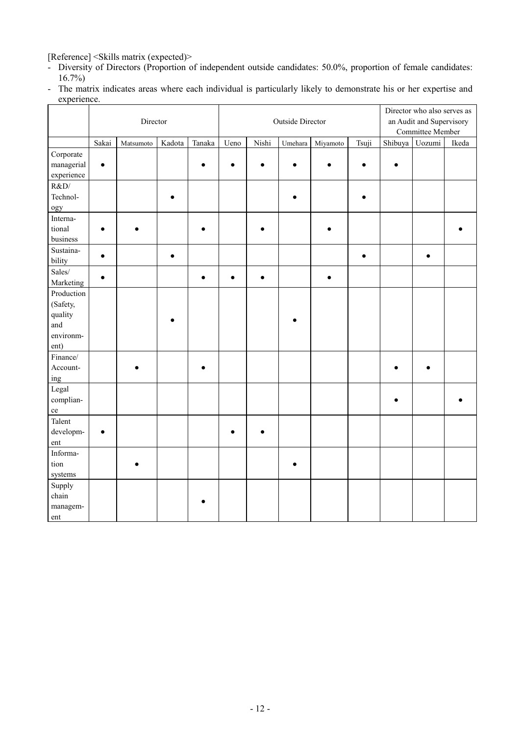[Reference] <Skills matrix (expected)>

- Diversity of Directors (Proportion of independent outside candidates: 50.0%, proportion of female candidates: 16.7%)
- The matrix indicates areas where each individual is particularly likely to demonstrate his or her expertise and experience.

| | Director | | | | Outside Director | | | | | Director who also serves as an Audit and Supervisory Committee Member | | |
|---|---|---|---|---|---|---|---|---|---|---|---|---|
| | Sakai | Matsumoto | Kadota | Tanaka | Ueno | Nishi | Umehara | Miyamoto | Tsuji | Shibuya | Uozumi | Ikeda |
| Corporate managerial experience | ● | | | ● | ● | ● | ● | ● | ● | ● | | |
| R&D/ Technology | | | ● | | | | ● | | ● | | | |
| International business | ● | ● | | ● | | ● | | ● | | | | ● |
| Sustainability | ● | | ● | | | | | | ● | | ● | |
| Sales/ Marketing | ● | | | ● | ● | ● | | ● | | | | |
| Production (Safety, quality and environment) | | | ● | | | | ● | | | | | |
| Finance/ Accounting | | ● | | ● | | | | | | ● | ● | |
| Legal compliance | | | | | | | | | | ● | | ● |
| Talent development | ● | | | | ● | ● | | | | | | |
| Information systems | | ● | | | | | ● | | | | | |
| Supply chain management | | | | ● | | | | | | | | |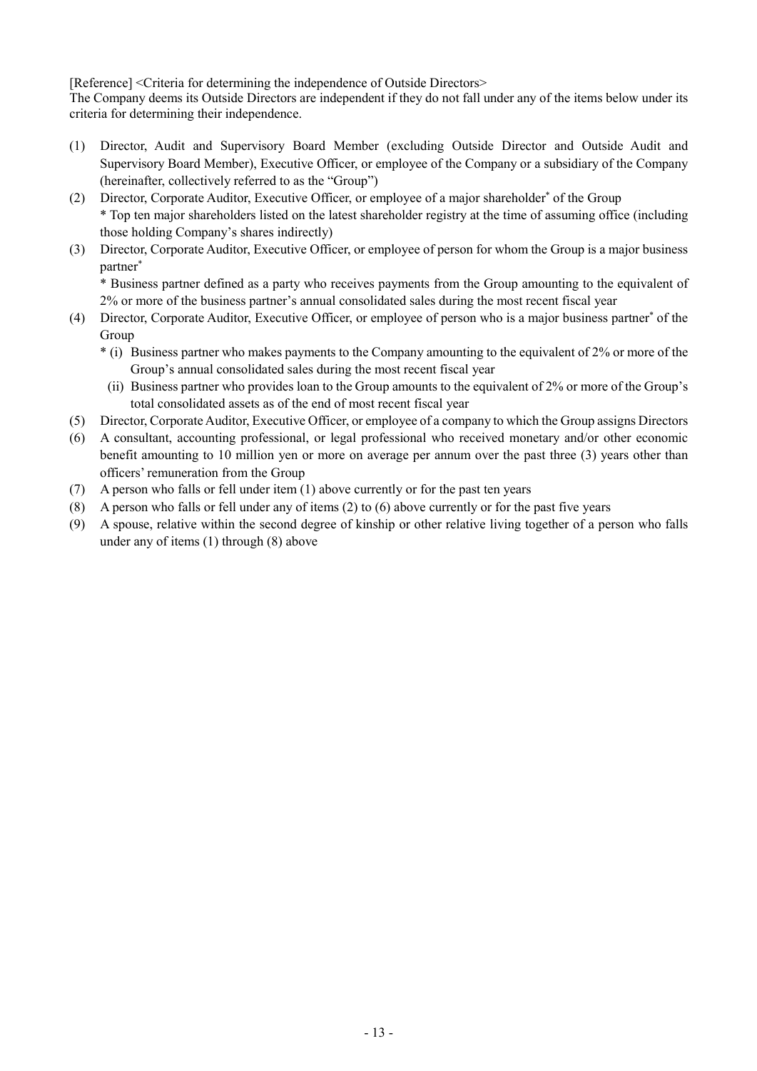[Reference] <Criteria for determining the independence of Outside Directors>

The Company deems its Outside Directors are independent if they do not fall under any of the items below under its criteria for determining their independence.

(1) Director, Audit and Supervisory Board Member (excluding Outside Director and Outside Audit and Supervisory Board Member), Executive Officer, or employee of the Company or a subsidiary of the Company (hereinafter, collectively referred to as the "Group")

(2) Director, Corporate Auditor, Executive Officer, or employee of a major shareholder* of the Group

 * Top ten major shareholders listed on the latest shareholder registry at the time of assuming office (including those holding Company's shares indirectly)

(3) Director, Corporate Auditor, Executive Officer, or employee of person for whom the Group is a major business partner*

 * Business partner defined as a party who receives payments from the Group amounting to the equivalent of 2% or more of the business partner's annual consolidated sales during the most recent fiscal year

(4) Director, Corporate Auditor, Executive Officer, or employee of person who is a major business partner* of the Group

 * (i) Business partner who makes payments to the Company amounting to the equivalent of 2% or more of the Group's annual consolidated sales during the most recent fiscal year

 (ii) Business partner who provides loan to the Group amounts to the equivalent of 2% or more of the Group's total consolidated assets as of the end of most recent fiscal year

(5) Director, Corporate Auditor, Executive Officer, or employee of a company to which the Group assigns Directors

(6) A consultant, accounting professional, or legal professional who received monetary and/or other economic benefit amounting to 10 million yen or more on average per annum over the past three (3) years other than officers' remuneration from the Group

(7) A person who falls or fell under item (1) above currently or for the past ten years

(8) A person who falls or fell under any of items (2) to (6) above currently or for the past five years

(9) A spouse, relative within the second degree of kinship or other relative living together of a person who falls under any of items (1) through (8) above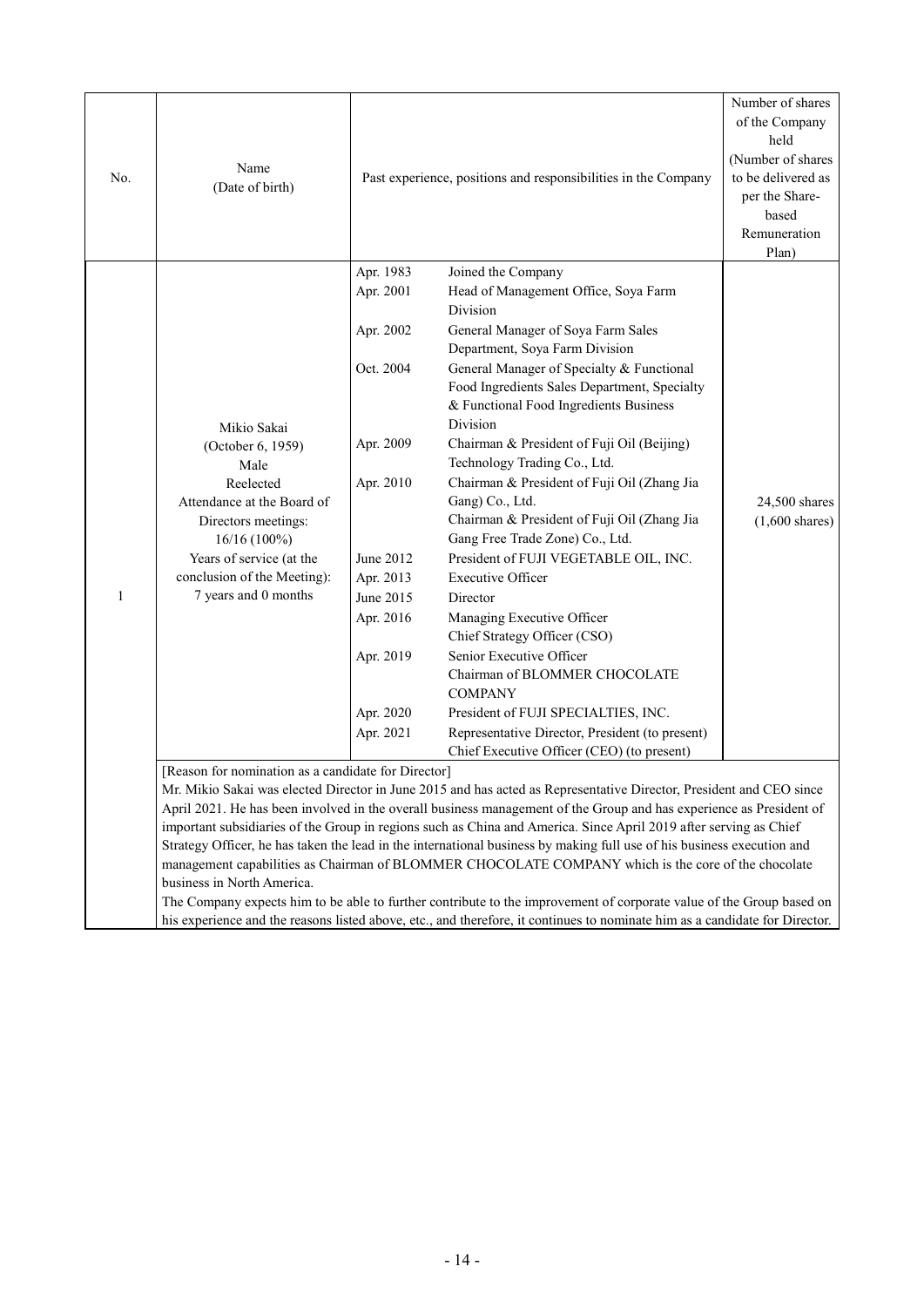| No. | Name (Date of birth) | Past experience, positions and responsibilities in the Company | | Number of shares of the Company held (Number of shares to be delivered as per the Share-based Remuneration Plan) |
|---|---|---|---|---|
| 1 | Mikio Sakai<br>(October 6, 1959)<br>Male<br>Reelected<br>Attendance at the Board of Directors meetings: 16/16 (100%)<br>Years of service (at the conclusion of the Meeting): 7 years and 0 months | Apr. 1983 | Joined the Company | 24,500 shares<br>(1,600 shares) |
| | | Apr. 2001 | Head of Management Office, Soya Farm Division | |
| | | Apr. 2002 | General Manager of Soya Farm Sales Department, Soya Farm Division | |
| | | Oct. 2004 | General Manager of Specialty & Functional Food Ingredients Sales Department, Specialty & Functional Food Ingredients Business Division | |
| | | Apr. 2009 | Chairman & President of Fuji Oil (Beijing) Technology Trading Co., Ltd. | |
| | | Apr. 2010 | Chairman & President of Fuji Oil (Zhang Jia Gang) Co., Ltd.<br>Chairman & President of Fuji Oil (Zhang Jia Gang Free Trade Zone) Co., Ltd. | |
| | | June 2012 | President of FUJI VEGETABLE OIL, INC. | |
| | | Apr. 2013 | Executive Officer | |
| | | June 2015 | Director | |
| | | Apr. 2016 | Managing Executive Officer<br>Chief Strategy Officer (CSO) | |
| | | Apr. 2019 | Senior Executive Officer<br>Chairman of BLOMMER CHOCOLATE COMPANY | |
| | | Apr. 2020 | President of FUJI SPECIALTIES, INC. | |
| | | Apr. 2021 | Representative Director, President (to present)<br>Chief Executive Officer (CEO) (to present) | |

[Reason for nomination as a candidate for Director]

Mr. Mikio Sakai was elected Director in June 2015 and has acted as Representative Director, President and CEO since April 2021. He has been involved in the overall business management of the Group and has experience as President of important subsidiaries of the Group in regions such as China and America. Since April 2019 after serving as Chief Strategy Officer, he has taken the lead in the international business by making full use of his business execution and management capabilities as Chairman of BLOMMER CHOCOLATE COMPANY which is the core of the chocolate business in North America.

The Company expects him to be able to further contribute to the improvement of corporate value of the Group based on his experience and the reasons listed above, etc., and therefore, it continues to nominate him as a candidate for Director.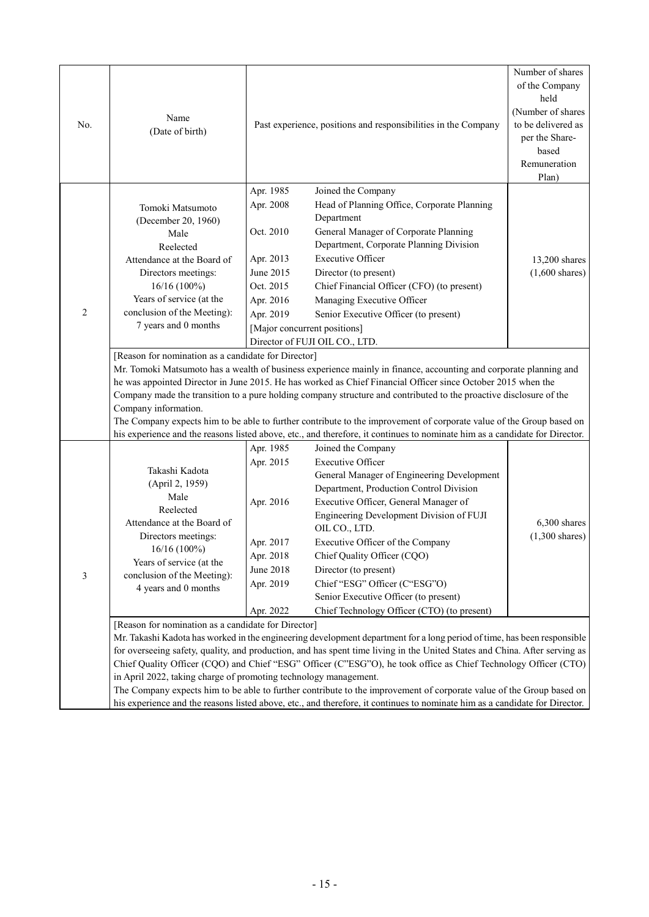| No. | Name (Date of birth) | Past experience, positions and responsibilities in the Company | Number of shares of the Company held (Number of shares to be delivered as per the Share-based Remuneration Plan) |
|---|---|---|---|
| 2 | Tomoki Matsumoto (December 20, 1960) Male Reelected Attendance at the Board of Directors meetings: 16/16 (100%) Years of service (at the conclusion of the Meeting): 7 years and 0 months | Apr. 1985 Joined the Company<br>Apr. 2008 Head of Planning Office, Corporate Planning Department<br>Oct. 2010 General Manager of Corporate Planning Department, Corporate Planning Division<br>Apr. 2013 Executive Officer<br>June 2015 Director (to present)<br>Oct. 2015 Chief Financial Officer (CFO) (to present)<br>Apr. 2016 Managing Executive Officer<br>Apr. 2019 Senior Executive Officer (to present)<br>[Major concurrent positions]<br>Director of FUJI OIL CO., LTD. | 13,200 shares (1,600 shares) |
| | [Reason for nomination as a candidate for Director] Mr. Tomoki Matsumoto has a wealth of business experience mainly in finance, accounting and corporate planning and he was appointed Director in June 2015. He has worked as Chief Financial Officer since October 2015 when the Company made the transition to a pure holding company structure and contributed to the proactive disclosure of the Company information. The Company expects him to be able to further contribute to the improvement of corporate value of the Group based on his experience and the reasons listed above, etc., and therefore, it continues to nominate him as a candidate for Director. | | |
| 3 | Takashi Kadota (April 2, 1959) Male Reelected Attendance at the Board of Directors meetings: 16/16 (100%) Years of service (at the conclusion of the Meeting): 4 years and 0 months | Apr. 1985 Joined the Company<br>Apr. 2015 Executive Officer General Manager of Engineering Development Department, Production Control Division<br>Apr. 2016 Executive Officer, General Manager of Engineering Development Division of FUJI OIL CO., LTD.<br>Apr. 2017 Executive Officer of the Company<br>Apr. 2018 Chief Quality Officer (CQO)<br>June 2018 Director (to present)<br>Apr. 2019 Chief "ESG" Officer (C"ESG"O) Senior Executive Officer (to present)<br>Apr. 2022 Chief Technology Officer (CTO) (to present) | 6,300 shares (1,300 shares) |
| | [Reason for nomination as a candidate for Director] Mr. Takashi Kadota has worked in the engineering development department for a long period of time, has been responsible for overseeing safety, quality, and production, and has spent time living in the United States and China. After serving as Chief Quality Officer (CQO) and Chief "ESG" Officer (C"ESG"O), he took office as Chief Technology Officer (CTO) in April 2022, taking charge of promoting technology management. The Company expects him to be able to further contribute to the improvement of corporate value of the Group based on his experience and the reasons listed above, etc., and therefore, it continues to nominate him as a candidate for Director. | | |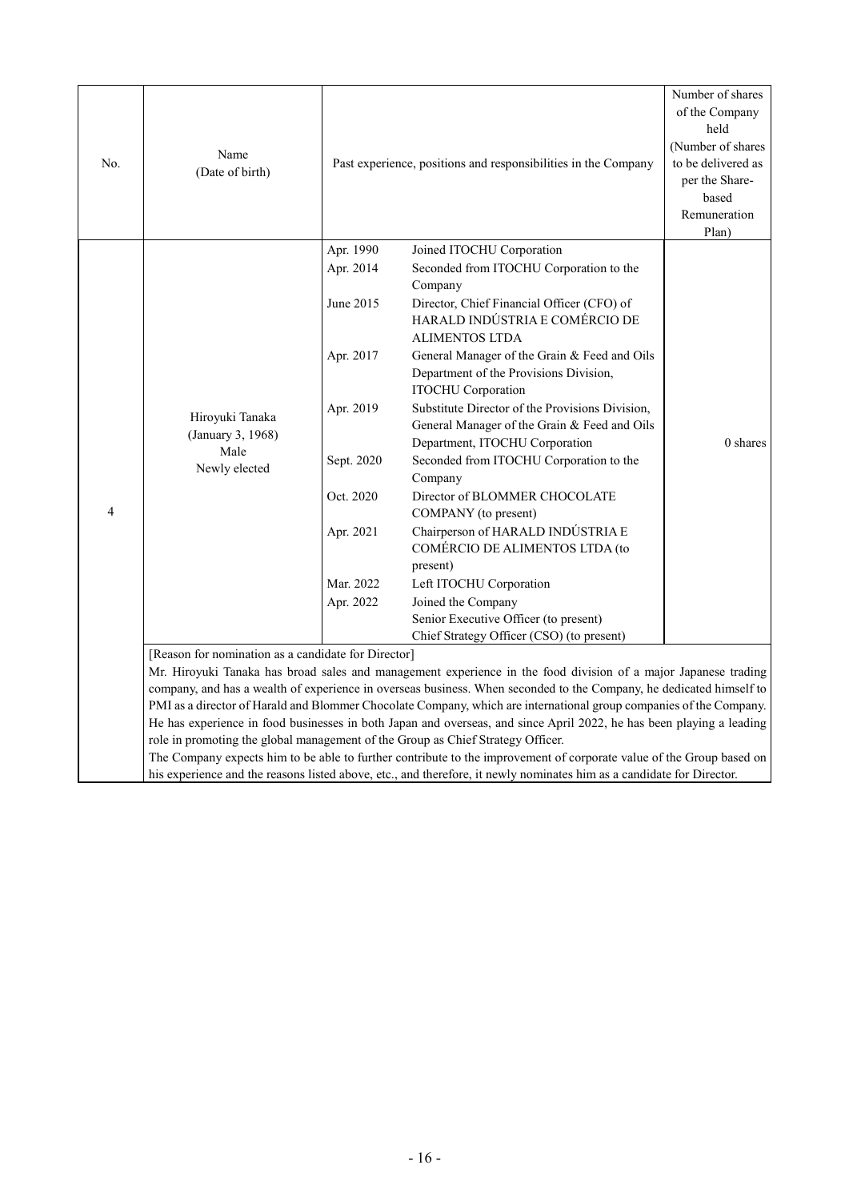| No. | Name (Date of birth) | Past experience, positions and responsibilities in the Company | | Number of shares of the Company held (Number of shares to be delivered as per the Share-based Remuneration Plan) |
|---|---|---|---|---|
| 4 | Hiroyuki Tanaka (January 3, 1968) Male Newly elected | Apr. 1990 | Joined ITOCHU Corporation | 0 shares |
| | | Apr. 2014 | Seconded from ITOCHU Corporation to the Company | |
| | | June 2015 | Director, Chief Financial Officer (CFO) of HARALD INDÚSTRIA E COMÉRCIO DE ALIMENTOS LTDA | |
| | | Apr. 2017 | General Manager of the Grain & Feed and Oils Department of the Provisions Division, ITOCHU Corporation | |
| | | Apr. 2019 | Substitute Director of the Provisions Division, General Manager of the Grain & Feed and Oils Department, ITOCHU Corporation | |
| | | Sept. 2020 | Seconded from ITOCHU Corporation to the Company | |
| | | Oct. 2020 | Director of BLOMMER CHOCOLATE COMPANY (to present) | |
| | | Apr. 2021 | Chairperson of HARALD INDÚSTRIA E COMÉRCIO DE ALIMENTOS LTDA (to present) | |
| | | Mar. 2022 | Left ITOCHU Corporation | |
| | | Apr. 2022 | Joined the Company<br>Senior Executive Officer (to present)<br>Chief Strategy Officer (CSO) (to present) | |

[Reason for nomination as a candidate for Director]

Mr. Hiroyuki Tanaka has broad sales and management experience in the food division of a major Japanese trading company, and has a wealth of experience in overseas business. When seconded to the Company, he dedicated himself to PMI as a director of Harald and Blommer Chocolate Company, which are international group companies of the Company. He has experience in food businesses in both Japan and overseas, and since April 2022, he has been playing a leading role in promoting the global management of the Group as Chief Strategy Officer.

The Company expects him to be able to further contribute to the improvement of corporate value of the Group based on his experience and the reasons listed above, etc., and therefore, it newly nominates him as a candidate for Director.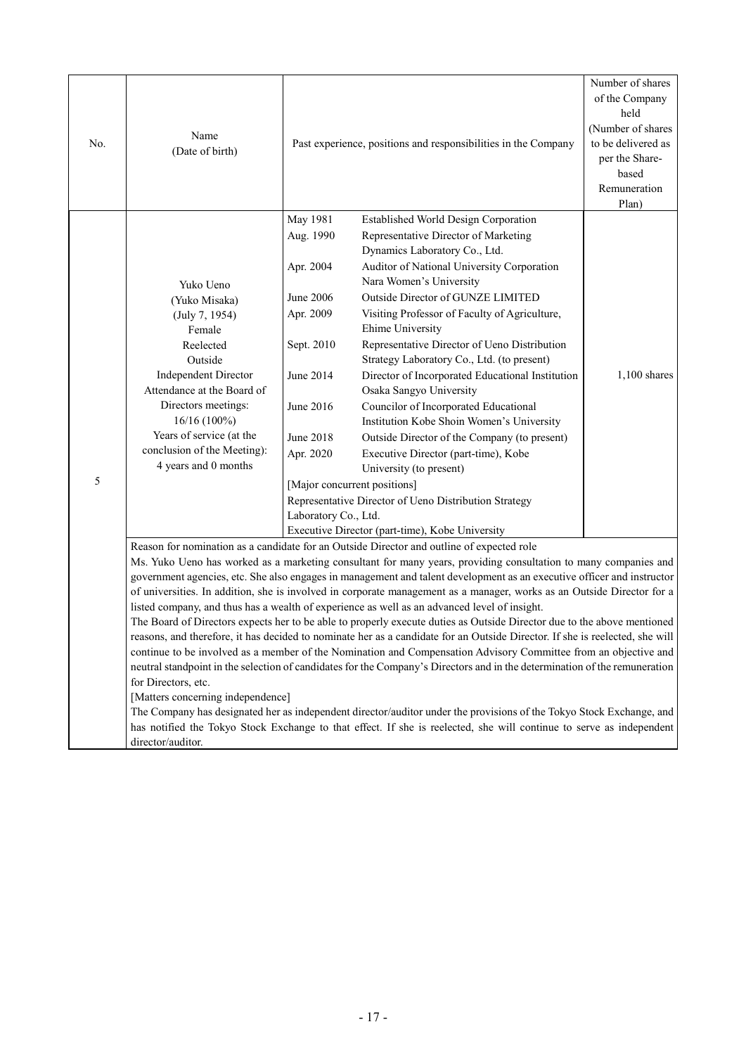| No. | Name (Date of birth) | Past experience, positions and responsibilities in the Company | Number of shares of the Company held (Number of shares to be delivered as per the Share-based Remuneration Plan) |
|---|---|---|---|
| 5 | Yuko Ueno (Yuko Misaka) (July 7, 1954) Female Reelected Outside Independent Director Attendance at the Board of Directors meetings: 16/16 (100%) Years of service (at the conclusion of the Meeting): 4 years and 0 months | May 1981 Established World Design Corporation<br>Aug. 1990 Representative Director of Marketing Dynamics Laboratory Co., Ltd.<br>Apr. 2004 Auditor of National University Corporation Nara Women's University<br>June 2006 Outside Director of GUNZE LIMITED<br>Apr. 2009 Visiting Professor of Faculty of Agriculture, Ehime University<br>Sept. 2010 Representative Director of Ueno Distribution Strategy Laboratory Co., Ltd. (to present)<br>June 2014 Director of Incorporated Educational Institution Osaka Sangyo University<br>June 2016 Councilor of Incorporated Educational Institution Kobe Shoin Women's University<br>June 2018 Outside Director of the Company (to present)<br>Apr. 2020 Executive Director (part-time), Kobe University (to present)<br>[Major concurrent positions]<br>Representative Director of Ueno Distribution Strategy Laboratory Co., Ltd.<br>Executive Director (part-time), Kobe University | 1,100 shares |

Reason for nomination as a candidate for an Outside Director and outline of expected role

Ms. Yuko Ueno has worked as a marketing consultant for many years, providing consultation to many companies and government agencies, etc. She also engages in management and talent development as an executive officer and instructor of universities. In addition, she is involved in corporate management as a manager, works as an Outside Director for a listed company, and thus has a wealth of experience as well as an advanced level of insight.

The Board of Directors expects her to be able to properly execute duties as Outside Director due to the above mentioned reasons, and therefore, it has decided to nominate her as a candidate for an Outside Director. If she is reelected, she will continue to be involved as a member of the Nomination and Compensation Advisory Committee from an objective and neutral standpoint in the selection of candidates for the Company's Directors and in the determination of the remuneration for Directors, etc.

[Matters concerning independence]

The Company has designated her as independent director/auditor under the provisions of the Tokyo Stock Exchange, and has notified the Tokyo Stock Exchange to that effect. If she is reelected, she will continue to serve as independent director/auditor.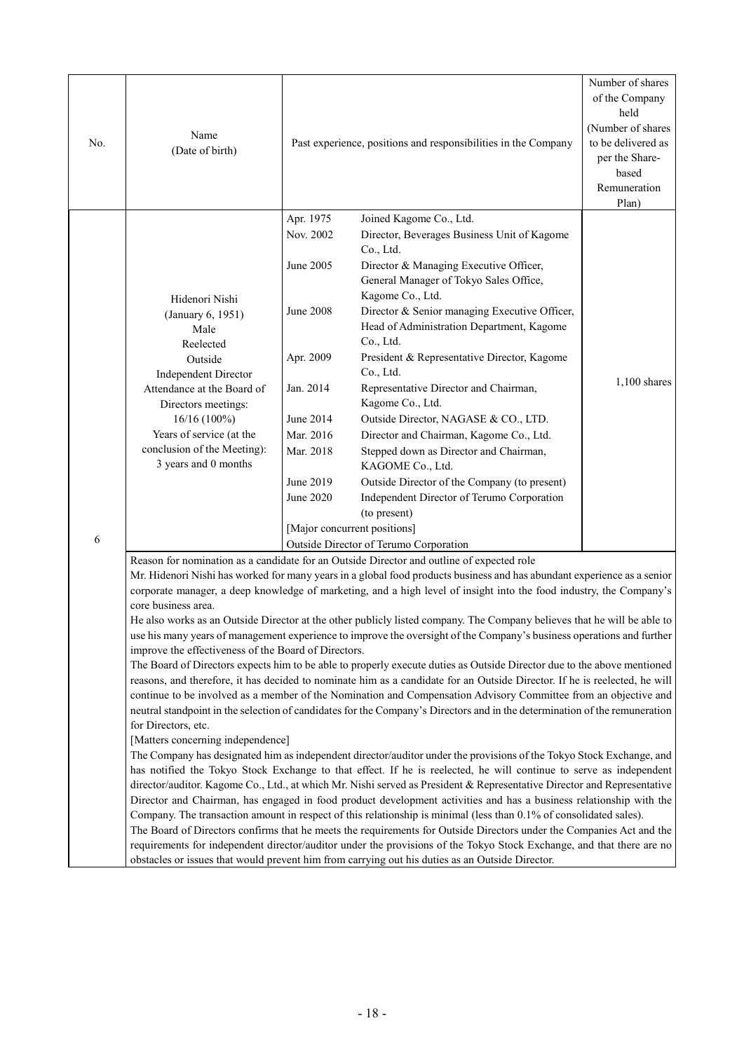| No. | Name (Date of birth) | Past experience, positions and responsibilities in the Company | Number of shares of the Company held (Number of shares to be delivered as per the Share-based Remuneration Plan) |
|---|---|---|---|
| 6 | Hidenori Nishi (January 6, 1951) Male Reelected Outside Independent Director Attendance at the Board of Directors meetings: 16/16 (100%) Years of service (at the conclusion of the Meeting): 3 years and 0 months | Apr. 1975 Joined Kagome Co., Ltd.<br>Nov. 2002 Director, Beverages Business Unit of Kagome Co., Ltd.<br>June 2005 Director & Managing Executive Officer, General Manager of Tokyo Sales Office, Kagome Co., Ltd.<br>June 2008 Director & Senior managing Executive Officer, Head of Administration Department, Kagome Co., Ltd.<br>Apr. 2009 President & Representative Director, Kagome Co., Ltd.<br>Jan. 2014 Representative Director and Chairman, Kagome Co., Ltd.<br>June 2014 Outside Director, NAGASE & CO., LTD.<br>Mar. 2016 Director and Chairman, Kagome Co., Ltd.<br>Mar. 2018 Stepped down as Director and Chairman, KAGOME Co., Ltd.<br>June 2019 Outside Director of the Company (to present)<br>June 2020 Independent Director of Terumo Corporation (to present)<br>[Major concurrent positions]<br>Outside Director of Terumo Corporation | 1,100 shares |

Reason for nomination as a candidate for an Outside Director and outline of expected role

Mr. Hidenori Nishi has worked for many years in a global food products business and has abundant experience as a senior corporate manager, a deep knowledge of marketing, and a high level of insight into the food industry, the Company's core business area.

He also works as an Outside Director at the other publicly listed company. The Company believes that he will be able to use his many years of management experience to improve the oversight of the Company's business operations and further improve the effectiveness of the Board of Directors.

The Board of Directors expects him to be able to properly execute duties as Outside Director due to the above mentioned reasons, and therefore, it has decided to nominate him as a candidate for an Outside Director. If he is reelected, he will continue to be involved as a member of the Nomination and Compensation Advisory Committee from an objective and neutral standpoint in the selection of candidates for the Company's Directors and in the determination of the remuneration for Directors, etc.

[Matters concerning independence]

The Company has designated him as independent director/auditor under the provisions of the Tokyo Stock Exchange, and has notified the Tokyo Stock Exchange to that effect. If he is reelected, he will continue to serve as independent director/auditor. Kagome Co., Ltd., at which Mr. Nishi served as President & Representative Director and Representative Director and Chairman, has engaged in food product development activities and has a business relationship with the Company. The transaction amount in respect of this relationship is minimal (less than 0.1% of consolidated sales).

The Board of Directors confirms that he meets the requirements for Outside Directors under the Companies Act and the requirements for independent director/auditor under the provisions of the Tokyo Stock Exchange, and that there are no obstacles or issues that would prevent him from carrying out his duties as an Outside Director.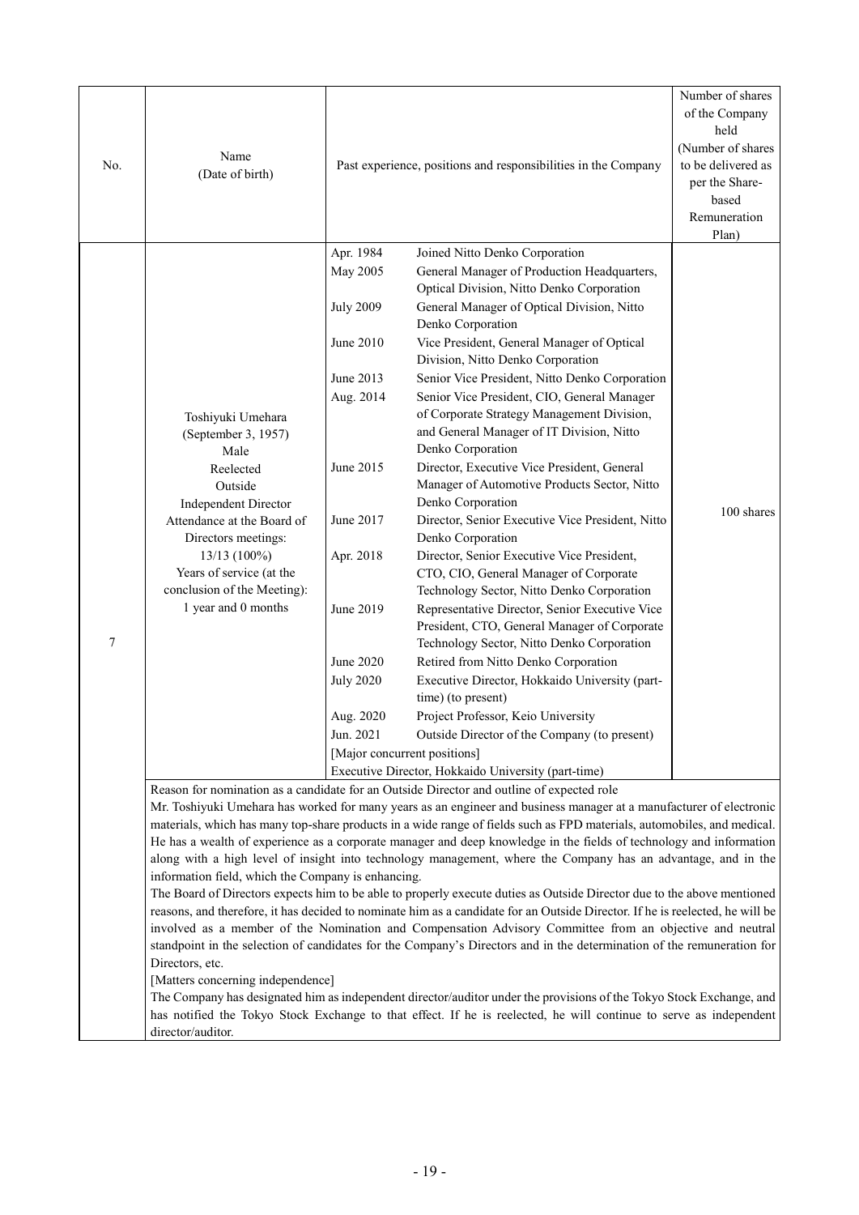| No. | Name (Date of birth) | Past experience, positions and responsibilities in the Company | | Number of shares of the Company held (Number of shares to be delivered as per the Share-based Remuneration Plan) |
|---|---|---|---|---|
| 7 | Toshiyuki Umehara (September 3, 1957) Male Reelected Outside Independent Director Attendance at the Board of Directors meetings: 13/13 (100%) Years of service (at the conclusion of the Meeting): 1 year and 0 months | Apr. 1984 | Joined Nitto Denko Corporation | 100 shares |
| | | May 2005 | General Manager of Production Headquarters, Optical Division, Nitto Denko Corporation | |
| | | July 2009 | General Manager of Optical Division, Nitto Denko Corporation | |
| | | June 2010 | Vice President, General Manager of Optical Division, Nitto Denko Corporation | |
| | | June 2013 | Senior Vice President, Nitto Denko Corporation | |
| | | Aug. 2014 | Senior Vice President, CIO, General Manager of Corporate Strategy Management Division, and General Manager of IT Division, Nitto Denko Corporation | |
| | | June 2015 | Director, Executive Vice President, General Manager of Automotive Products Sector, Nitto Denko Corporation | |
| | | June 2017 | Director, Senior Executive Vice President, Nitto Denko Corporation | |
| | | Apr. 2018 | Director, Senior Executive Vice President, CTO, CIO, General Manager of Corporate Technology Sector, Nitto Denko Corporation | |
| | | June 2019 | Representative Director, Senior Executive Vice President, CTO, General Manager of Corporate Technology Sector, Nitto Denko Corporation | |
| | | June 2020 | Retired from Nitto Denko Corporation | |
| | | July 2020 | Executive Director, Hokkaido University (part-time) (to present) | |
| | | Aug. 2020 | Project Professor, Keio University | |
| | | Jun. 2021 | Outside Director of the Company (to present) | |
| | | [Major concurrent positions] Executive Director, Hokkaido University (part-time) | | |

Reason for nomination as a candidate for an Outside Director and outline of expected role

Mr. Toshiyuki Umehara has worked for many years as an engineer and business manager at a manufacturer of electronic materials, which has many top-share products in a wide range of fields such as FPD materials, automobiles, and medical. He has a wealth of experience as a corporate manager and deep knowledge in the fields of technology and information along with a high level of insight into technology management, where the Company has an advantage, and in the information field, which the Company is enhancing.

The Board of Directors expects him to be able to properly execute duties as Outside Director due to the above mentioned reasons, and therefore, it has decided to nominate him as a candidate for an Outside Director. If he is reelected, he will be involved as a member of the Nomination and Compensation Advisory Committee from an objective and neutral standpoint in the selection of candidates for the Company's Directors and in the determination of the remuneration for Directors, etc.

[Matters concerning independence]

The Company has designated him as independent director/auditor under the provisions of the Tokyo Stock Exchange, and has notified the Tokyo Stock Exchange to that effect. If he is reelected, he will continue to serve as independent director/auditor.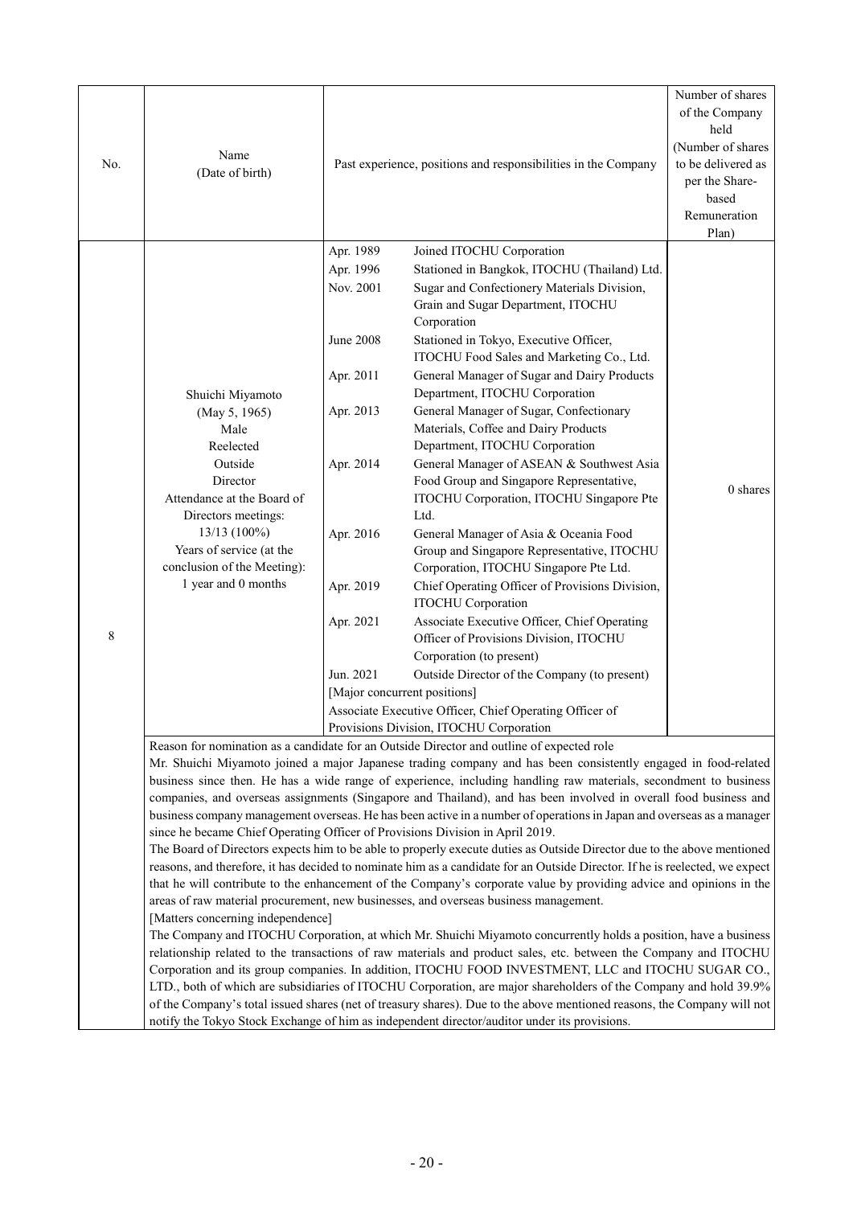| No. | Name (Date of birth) | Past experience, positions and responsibilities in the Company | Number of shares of the Company held (Number of shares to be delivered as per the Share-based Remuneration Plan) |
|---|---|---|---|
| 8 | Shuichi Miyamoto<br>(May 5, 1965)<br>Male<br>Reelected<br>Outside<br>Director<br>Attendance at the Board of Directors meetings:<br>13/13 (100%)<br>Years of service (at the conclusion of the Meeting):<br>1 year and 0 months | Apr. 1989 Joined ITOCHU Corporation<br>Apr. 1996 Stationed in Bangkok, ITOCHU (Thailand) Ltd.<br>Nov. 2001 Sugar and Confectionery Materials Division, Grain and Sugar Department, ITOCHU Corporation<br>June 2008 Stationed in Tokyo, Executive Officer, ITOCHU Food Sales and Marketing Co., Ltd.<br>Apr. 2011 General Manager of Sugar and Dairy Products Department, ITOCHU Corporation<br>Apr. 2013 General Manager of Sugar, Confectionary Materials, Coffee and Dairy Products Department, ITOCHU Corporation<br>Apr. 2014 General Manager of ASEAN & Southwest Asia Food Group and Singapore Representative, ITOCHU Corporation, ITOCHU Singapore Pte Ltd.<br>Apr. 2016 General Manager of Asia & Oceania Food Group and Singapore Representative, ITOCHU Corporation, ITOCHU Singapore Pte Ltd.<br>Apr. 2019 Chief Operating Officer of Provisions Division, ITOCHU Corporation<br>Apr. 2021 Associate Executive Officer, Chief Operating Officer of Provisions Division, ITOCHU Corporation (to present)<br>Jun. 2021 Outside Director of the Company (to present)<br>[Major concurrent positions]<br>Associate Executive Officer, Chief Operating Officer of Provisions Division, ITOCHU Corporation | 0 shares |

Reason for nomination as a candidate for an Outside Director and outline of expected role

Mr. Shuichi Miyamoto joined a major Japanese trading company and has been consistently engaged in food-related business since then. He has a wide range of experience, including handling raw materials, secondment to business companies, and overseas assignments (Singapore and Thailand), and has been involved in overall food business and business company management overseas. He has been active in a number of operations in Japan and overseas as a manager since he became Chief Operating Officer of Provisions Division in April 2019.

The Board of Directors expects him to be able to properly execute duties as Outside Director due to the above mentioned reasons, and therefore, it has decided to nominate him as a candidate for an Outside Director. If he is reelected, we expect that he will contribute to the enhancement of the Company's corporate value by providing advice and opinions in the areas of raw material procurement, new businesses, and overseas business management.

[Matters concerning independence]

The Company and ITOCHU Corporation, at which Mr. Shuichi Miyamoto concurrently holds a position, have a business relationship related to the transactions of raw materials and product sales, etc. between the Company and ITOCHU Corporation and its group companies. In addition, ITOCHU FOOD INVESTMENT, LLC and ITOCHU SUGAR CO., LTD., both of which are subsidiaries of ITOCHU Corporation, are major shareholders of the Company and hold 39.9% of the Company's total issued shares (net of treasury shares). Due to the above mentioned reasons, the Company will not notify the Tokyo Stock Exchange of him as independent director/auditor under its provisions.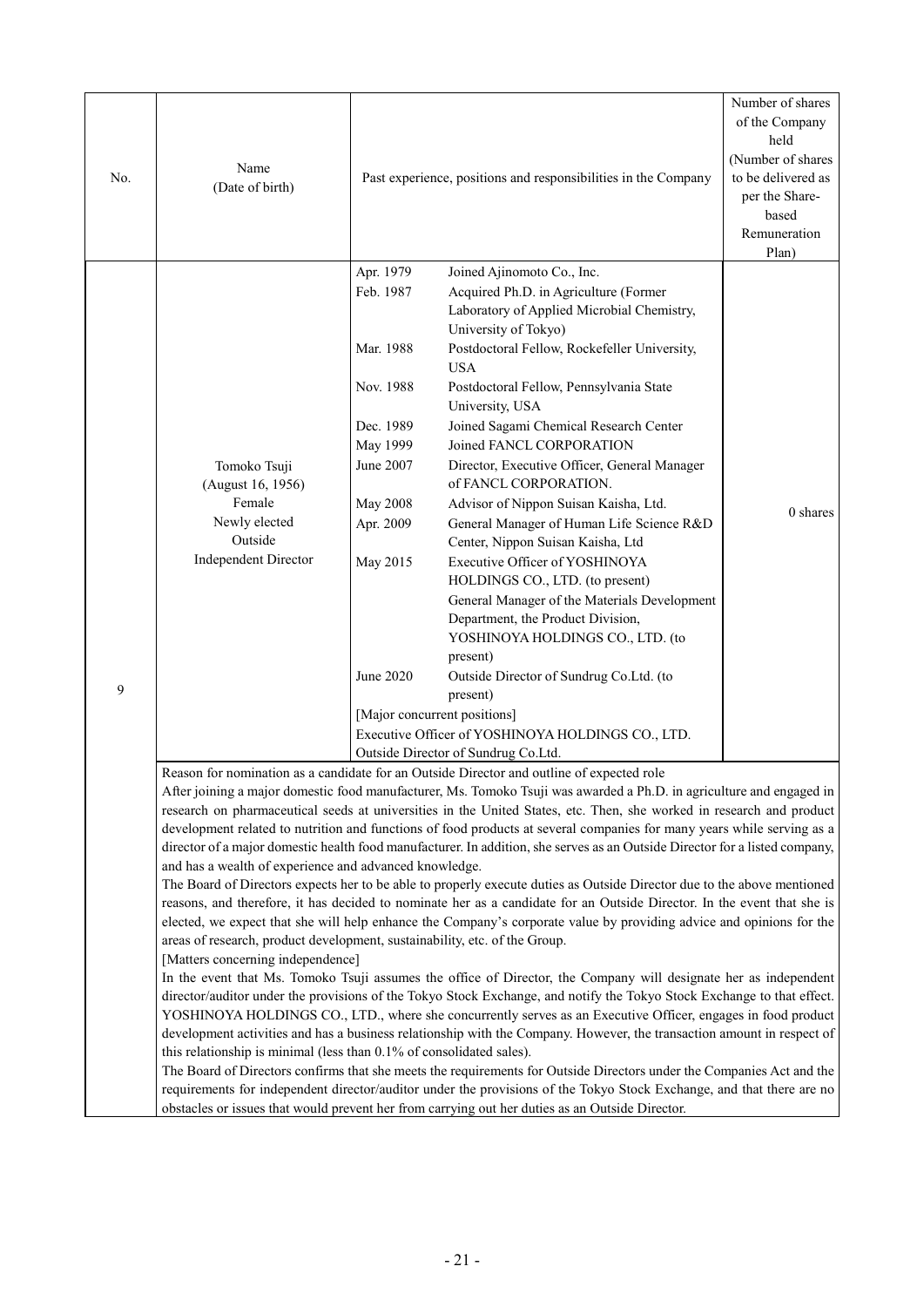| No. | Name (Date of birth) | Past experience, positions and responsibilities in the Company | Number of shares of the Company held (Number of shares to be delivered as per the Share-based Remuneration Plan) |
|---|---|---|---|
| 9 | Tomoko Tsuji (August 16, 1956) Female Newly elected Outside Independent Director | Apr. 1979 Joined Ajinomoto Co., Inc.<br>Feb. 1987 Acquired Ph.D. in Agriculture (Former Laboratory of Applied Microbial Chemistry, University of Tokyo)<br>Mar. 1988 Postdoctoral Fellow, Rockefeller University, USA<br>Nov. 1988 Postdoctoral Fellow, Pennsylvania State University, USA<br>Dec. 1989 Joined Sagami Chemical Research Center<br>May 1999 Joined FANCL CORPORATION<br>June 2007 Director, Executive Officer, General Manager of FANCL CORPORATION.<br>May 2008 Advisor of Nippon Suisan Kaisha, Ltd.<br>Apr. 2009 General Manager of Human Life Science R&D Center, Nippon Suisan Kaisha, Ltd<br>May 2015 Executive Officer of YOSHINOYA HOLDINGS CO., LTD. (to present)<br>General Manager of the Materials Development Department, the Product Division, YOSHINOYA HOLDINGS CO., LTD. (to present)<br>June 2020 Outside Director of Sundrug Co.Ltd. (to present)<br>[Major concurrent positions]<br>Executive Officer of YOSHINOYA HOLDINGS CO., LTD.<br>Outside Director of Sundrug Co.Ltd. | 0 shares |

Reason for nomination as a candidate for an Outside Director and outline of expected role

After joining a major domestic food manufacturer, Ms. Tomoko Tsuji was awarded a Ph.D. in agriculture and engaged in research on pharmaceutical seeds at universities in the United States, etc. Then, she worked in research and product development related to nutrition and functions of food products at several companies for many years while serving as a director of a major domestic health food manufacturer. In addition, she serves as an Outside Director for a listed company, and has a wealth of experience and advanced knowledge.

The Board of Directors expects her to be able to properly execute duties as Outside Director due to the above mentioned reasons, and therefore, it has decided to nominate her as a candidate for an Outside Director. In the event that she is elected, we expect that she will help enhance the Company's corporate value by providing advice and opinions for the areas of research, product development, sustainability, etc. of the Group.

[Matters concerning independence]

In the event that Ms. Tomoko Tsuji assumes the office of Director, the Company will designate her as independent director/auditor under the provisions of the Tokyo Stock Exchange, and notify the Tokyo Stock Exchange to that effect. YOSHINOYA HOLDINGS CO., LTD., where she concurrently serves as an Executive Officer, engages in food product development activities and has a business relationship with the Company. However, the transaction amount in respect of this relationship is minimal (less than 0.1% of consolidated sales).

The Board of Directors confirms that she meets the requirements for Outside Directors under the Companies Act and the requirements for independent director/auditor under the provisions of the Tokyo Stock Exchange, and that there are no obstacles or issues that would prevent her from carrying out her duties as an Outside Director.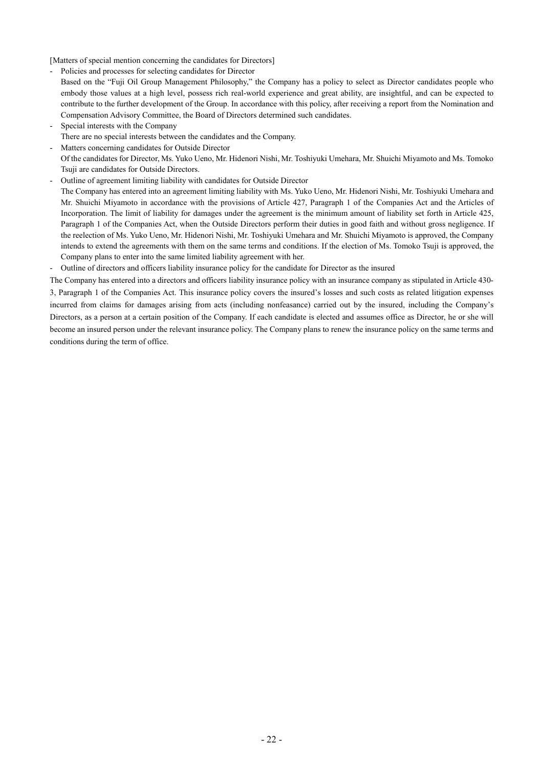[Matters of special mention concerning the candidates for Directors]

- Policies and processes for selecting candidates for Director
  Based on the "Fuji Oil Group Management Philosophy," the Company has a policy to select as Director candidates people who embody those values at a high level, possess rich real-world experience and great ability, are insightful, and can be expected to contribute to the further development of the Group. In accordance with this policy, after receiving a report from the Nomination and Compensation Advisory Committee, the Board of Directors determined such candidates.
- Special interests with the Company
  There are no special interests between the candidates and the Company.
- Matters concerning candidates for Outside Director
  Of the candidates for Director, Ms. Yuko Ueno, Mr. Hidenori Nishi, Mr. Toshiyuki Umehara, Mr. Shuichi Miyamoto and Ms. Tomoko Tsuji are candidates for Outside Directors.
- Outline of agreement limiting liability with candidates for Outside Director
  The Company has entered into an agreement limiting liability with Ms. Yuko Ueno, Mr. Hidenori Nishi, Mr. Toshiyuki Umehara and Mr. Shuichi Miyamoto in accordance with the provisions of Article 427, Paragraph 1 of the Companies Act and the Articles of Incorporation. The limit of liability for damages under the agreement is the minimum amount of liability set forth in Article 425, Paragraph 1 of the Companies Act, when the Outside Directors perform their duties in good faith and without gross negligence. If the reelection of Ms. Yuko Ueno, Mr. Hidenori Nishi, Mr. Toshiyuki Umehara and Mr. Shuichi Miyamoto is approved, the Company intends to extend the agreements with them on the same terms and conditions. If the election of Ms. Tomoko Tsuji is approved, the Company plans to enter into the same limited liability agreement with her.
- Outline of directors and officers liability insurance policy for the candidate for Director as the insured

The Company has entered into a directors and officers liability insurance policy with an insurance company as stipulated in Article 430-3, Paragraph 1 of the Companies Act. This insurance policy covers the insured's losses and such costs as related litigation expenses incurred from claims for damages arising from acts (including nonfeasance) carried out by the insured, including the Company's Directors, as a person at a certain position of the Company. If each candidate is elected and assumes office as Director, he or she will become an insured person under the relevant insurance policy. The Company plans to renew the insurance policy on the same terms and conditions during the term of office.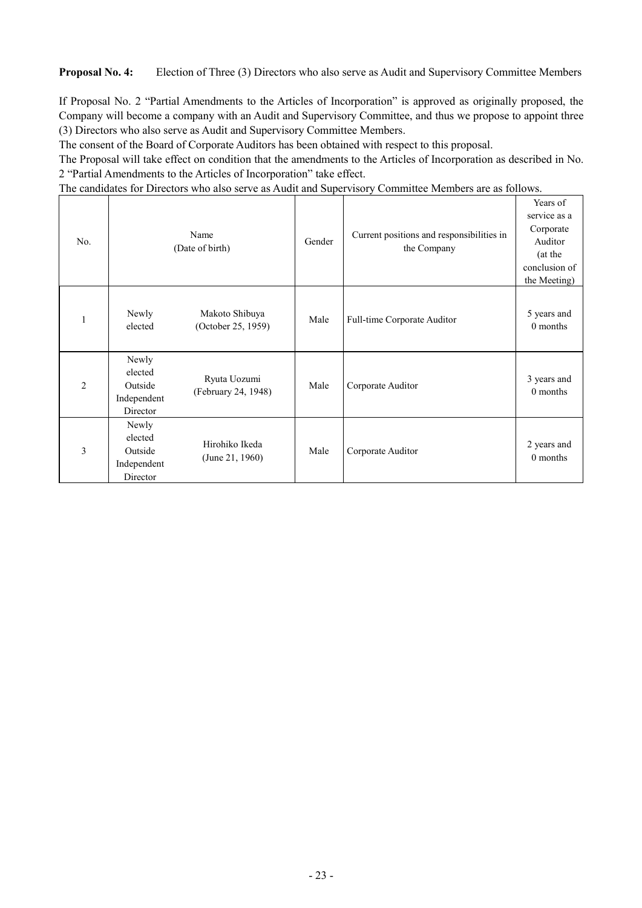**Proposal No. 4:** Election of Three (3) Directors who also serve as Audit and Supervisory Committee Members

If Proposal No. 2 "Partial Amendments to the Articles of Incorporation" is approved as originally proposed, the Company will become a company with an Audit and Supervisory Committee, and thus we propose to appoint three (3) Directors who also serve as Audit and Supervisory Committee Members.

The consent of the Board of Corporate Auditors has been obtained with respect to this proposal.

The Proposal will take effect on condition that the amendments to the Articles of Incorporation as described in No. 2 "Partial Amendments to the Articles of Incorporation" take effect.

The candidates for Directors who also serve as Audit and Supervisory Committee Members are as follows.

| No. | | Name (Date of birth) | Gender | Current positions and responsibilities in the Company | Years of service as a Corporate Auditor (at the conclusion of the Meeting) |
|---|---|---|---|---|---|
| 1 | Newly elected | Makoto Shibuya (October 25, 1959) | Male | Full-time Corporate Auditor | 5 years and 0 months |
| 2 | Newly elected Outside Independent Director | Ryuta Uozumi (February 24, 1948) | Male | Corporate Auditor | 3 years and 0 months |
| 3 | Newly elected Outside Independent Director | Hirohiko Ikeda (June 21, 1960) | Male | Corporate Auditor | 2 years and 0 months |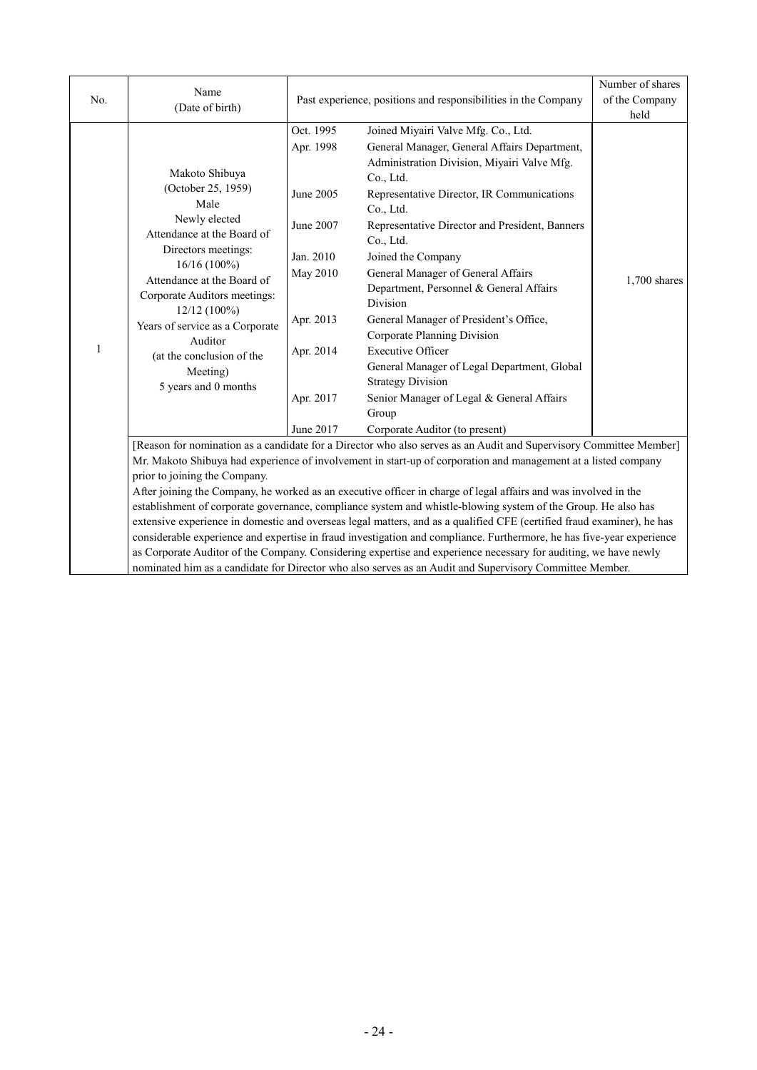| No. | Name (Date of birth) | Past experience, positions and responsibilities in the Company | | Number of shares of the Company held |
|---|---|---|---|---|
| 1 | Makoto Shibuya (October 25, 1959) Male Newly elected Attendance at the Board of Directors meetings: 16/16 (100%) Attendance at the Board of Corporate Auditors meetings: 12/12 (100%) Years of service as a Corporate Auditor (at the conclusion of the Meeting) 5 years and 0 months | Oct. 1995 | Joined Miyairi Valve Mfg. Co., Ltd. | 1,700 shares |
| | | Apr. 1998 | General Manager, General Affairs Department, Administration Division, Miyairi Valve Mfg. Co., Ltd. | |
| | | June 2005 | Representative Director, IR Communications Co., Ltd. | |
| | | June 2007 | Representative Director and President, Banners Co., Ltd. | |
| | | Jan. 2010 | Joined the Company | |
| | | May 2010 | General Manager of General Affairs Department, Personnel & General Affairs Division | |
| | | Apr. 2013 | General Manager of President's Office, Corporate Planning Division | |
| | | Apr. 2014 | Executive Officer<br>General Manager of Legal Department, Global Strategy Division | |
| | | Apr. 2017 | Senior Manager of Legal & General Affairs Group | |
| | | June 2017 | Corporate Auditor (to present) | |

[Reason for nomination as a candidate for a Director who also serves as an Audit and Supervisory Committee Member]

Mr. Makoto Shibuya had experience of involvement in start-up of corporation and management at a listed company prior to joining the Company.

After joining the Company, he worked as an executive officer in charge of legal affairs and was involved in the establishment of corporate governance, compliance system and whistle-blowing system of the Group. He also has extensive experience in domestic and overseas legal matters, and as a qualified CFE (certified fraud examiner), he has considerable experience and expertise in fraud investigation and compliance. Furthermore, he has five-year experience as Corporate Auditor of the Company. Considering expertise and experience necessary for auditing, we have newly nominated him as a candidate for Director who also serves as an Audit and Supervisory Committee Member.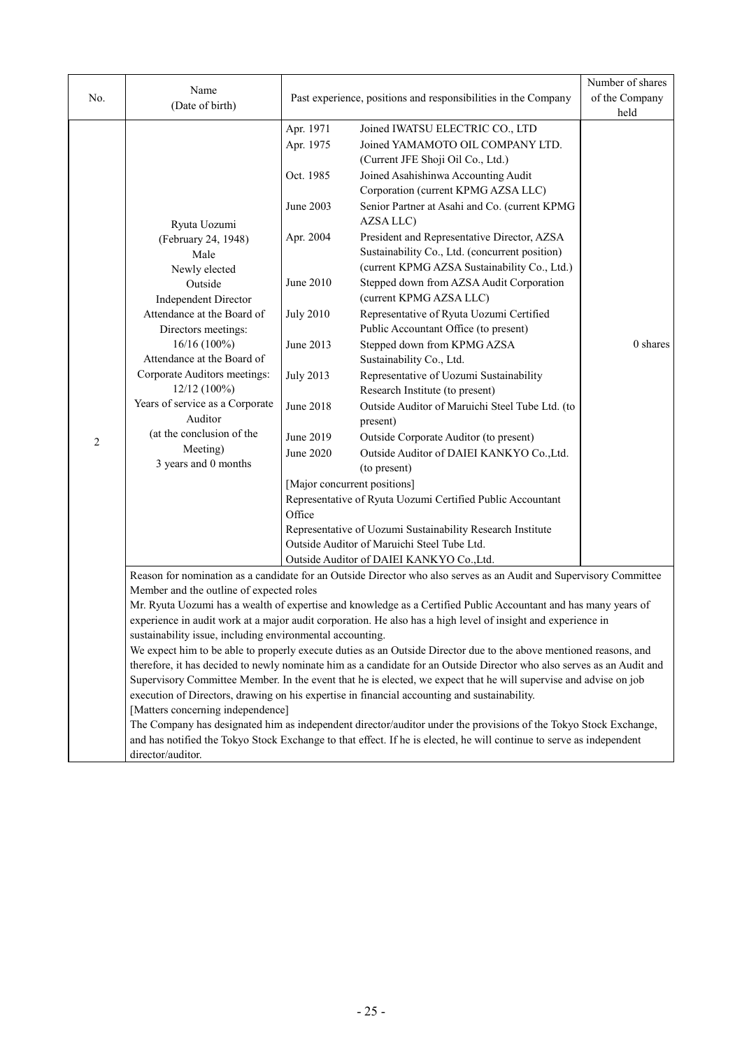| No. | Name (Date of birth) | Past experience, positions and responsibilities in the Company | Number of shares of the Company held |
|---|---|---|---|
| 2 | Ryuta Uozumi<br>(February 24, 1948)<br>Male<br>Newly elected<br>Outside<br>Independent Director<br>Attendance at the Board of Directors meetings:<br>16/16 (100%)<br>Attendance at the Board of Corporate Auditors meetings:<br>12/12 (100%)<br>Years of service as a Corporate Auditor<br>(at the conclusion of the Meeting)<br>3 years and 0 months | Apr. 1971 Joined IWATSU ELECTRIC CO., LTD<br>Apr. 1975 Joined YAMAMOTO OIL COMPANY LTD. (Current JFE Shoji Oil Co., Ltd.)<br>Oct. 1985 Joined Asahishinwa Accounting Audit Corporation (current KPMG AZSA LLC)<br>June 2003 Senior Partner at Asahi and Co. (current KPMG AZSA LLC)<br>Apr. 2004 President and Representative Director, AZSA Sustainability Co., Ltd. (concurrent position) (current KPMG AZSA Sustainability Co., Ltd.)<br>June 2010 Stepped down from AZSA Audit Corporation (current KPMG AZSA LLC)<br>July 2010 Representative of Ryuta Uozumi Certified Public Accountant Office (to present)<br>June 2013 Stepped down from KPMG AZSA Sustainability Co., Ltd.<br>July 2013 Representative of Uozumi Sustainability Research Institute (to present)<br>June 2018 Outside Auditor of Maruichi Steel Tube Ltd. (to present)<br>June 2019 Outside Corporate Auditor (to present)<br>June 2020 Outside Auditor of DAIEI KANKYO Co.,Ltd. (to present)<br>[Major concurrent positions]<br>Representative of Ryuta Uozumi Certified Public Accountant Office<br>Representative of Uozumi Sustainability Research Institute<br>Outside Auditor of Maruichi Steel Tube Ltd.<br>Outside Auditor of DAIEI KANKYO Co.,Ltd. | 0 shares |

Reason for nomination as a candidate for an Outside Director who also serves as an Audit and Supervisory Committee Member and the outline of expected roles

Mr. Ryuta Uozumi has a wealth of expertise and knowledge as a Certified Public Accountant and has many years of experience in audit work at a major audit corporation. He also has a high level of insight and experience in sustainability issue, including environmental accounting.

We expect him to be able to properly execute duties as an Outside Director due to the above mentioned reasons, and therefore, it has decided to newly nominate him as a candidate for an Outside Director who also serves as an Audit and Supervisory Committee Member. In the event that he is elected, we expect that he will supervise and advise on job execution of Directors, drawing on his expertise in financial accounting and sustainability.

[Matters concerning independence]

The Company has designated him as independent director/auditor under the provisions of the Tokyo Stock Exchange, and has notified the Tokyo Stock Exchange to that effect. If he is elected, he will continue to serve as independent director/auditor.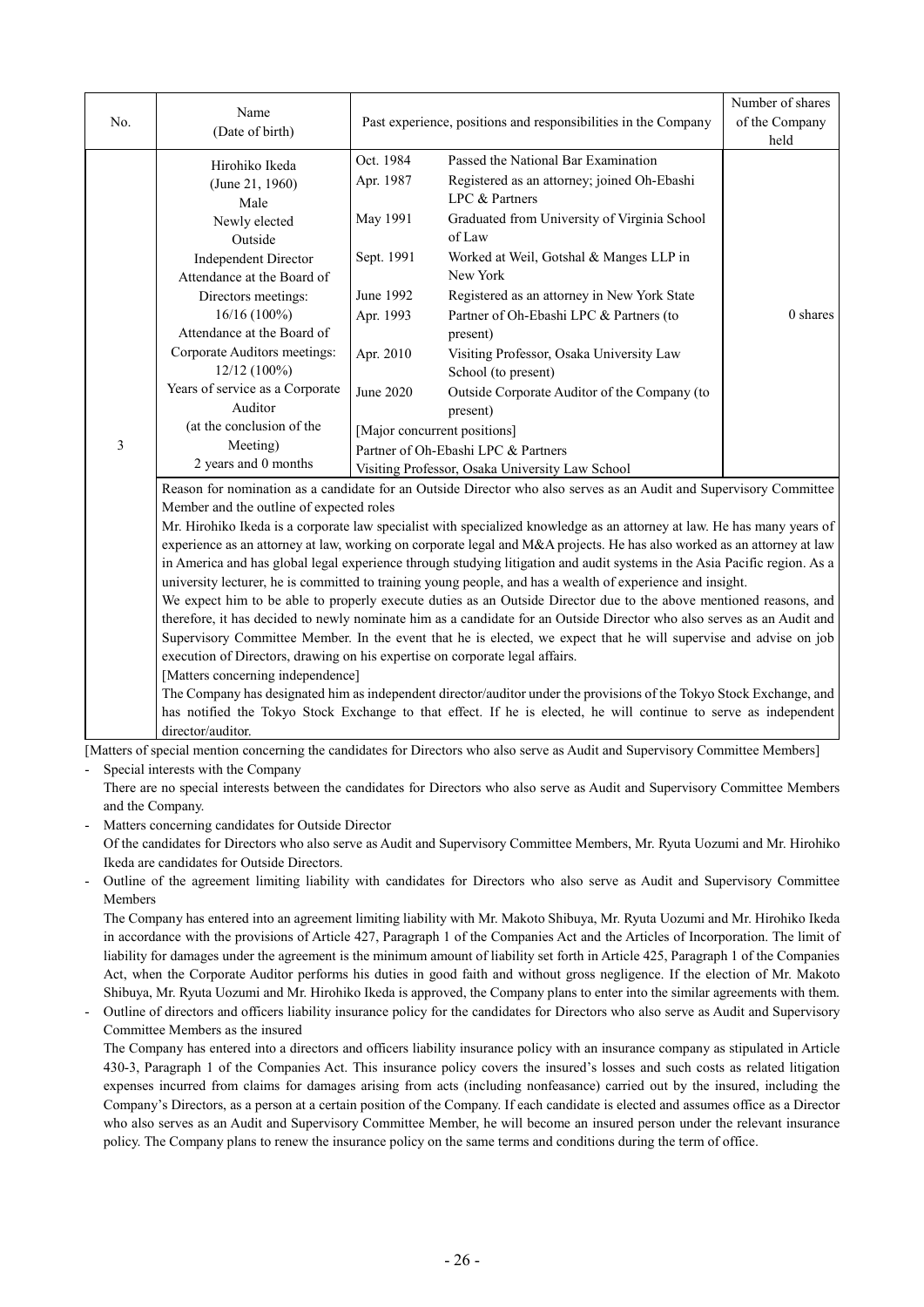| No. | Name (Date of birth) | Past experience, positions and responsibilities in the Company | | Number of shares of the Company held |
|---|---|---|---|---|
| 3 | Hirohiko Ikeda (June 21, 1960) Male Newly elected Outside Independent Director Attendance at the Board of Directors meetings: 16/16 (100%) Attendance at the Board of Corporate Auditors meetings: 12/12 (100%) Years of service as a Corporate Auditor (at the conclusion of the Meeting) 2 years and 0 months | Oct. 1984 | Passed the National Bar Examination | 0 shares |
| | | Apr. 1987 | Registered as an attorney; joined Oh-Ebashi LPC & Partners | |
| | | May 1991 | Graduated from University of Virginia School of Law | |
| | | Sept. 1991 | Worked at Weil, Gotshal & Manges LLP in New York | |
| | | June 1992 | Registered as an attorney in New York State | |
| | | Apr. 1993 | Partner of Oh-Ebashi LPC & Partners (to present) | |
| | | Apr. 2010 | Visiting Professor, Osaka University Law School (to present) | |
| | | June 2020 | Outside Corporate Auditor of the Company (to present) | |
| | | [Major concurrent positions] Partner of Oh-Ebashi LPC & Partners Visiting Professor, Osaka University Law School | | |

Reason for nomination as a candidate for an Outside Director who also serves as an Audit and Supervisory Committee Member and the outline of expected roles

Mr. Hirohiko Ikeda is a corporate law specialist with specialized knowledge as an attorney at law. He has many years of experience as an attorney at law, working on corporate legal and M&A projects. He has also worked as an attorney at law in America and has global legal experience through studying litigation and audit systems in the Asia Pacific region. As a university lecturer, he is committed to training young people, and has a wealth of experience and insight.

We expect him to be able to properly execute duties as an Outside Director due to the above mentioned reasons, and therefore, it has decided to newly nominate him as a candidate for an Outside Director who also serves as an Audit and Supervisory Committee Member. In the event that he is elected, we expect that he will supervise and advise on job execution of Directors, drawing on his expertise on corporate legal affairs.

[Matters concerning independence]

The Company has designated him as independent director/auditor under the provisions of the Tokyo Stock Exchange, and has notified the Tokyo Stock Exchange to that effect. If he is elected, he will continue to serve as independent director/auditor.

[Matters of special mention concerning the candidates for Directors who also serve as Audit and Supervisory Committee Members]

- Special interests with the Company

  There are no special interests between the candidates for Directors who also serve as Audit and Supervisory Committee Members and the Company.

- Matters concerning candidates for Outside Director

  Of the candidates for Directors who also serve as Audit and Supervisory Committee Members, Mr. Ryuta Uozumi and Mr. Hirohiko Ikeda are candidates for Outside Directors.

- Outline of the agreement limiting liability with candidates for Directors who also serve as Audit and Supervisory Committee Members

  The Company has entered into an agreement limiting liability with Mr. Makoto Shibuya, Mr. Ryuta Uozumi and Mr. Hirohiko Ikeda in accordance with the provisions of Article 427, Paragraph 1 of the Companies Act and the Articles of Incorporation. The limit of liability for damages under the agreement is the minimum amount of liability set forth in Article 425, Paragraph 1 of the Companies Act, when the Corporate Auditor performs his duties in good faith and without gross negligence. If the election of Mr. Makoto Shibuya, Mr. Ryuta Uozumi and Mr. Hirohiko Ikeda is approved, the Company plans to enter into the similar agreements with them.

- Outline of directors and officers liability insurance policy for the candidates for Directors who also serve as Audit and Supervisory Committee Members as the insured

  The Company has entered into a directors and officers liability insurance policy with an insurance company as stipulated in Article 430-3, Paragraph 1 of the Companies Act. This insurance policy covers the insured's losses and such costs as related litigation expenses incurred from claims for damages arising from acts (including nonfeasance) carried out by the insured, including the Company's Directors, as a person at a certain position of the Company. If each candidate is elected and assumes office as a Director who also serves as an Audit and Supervisory Committee Member, he will become an insured person under the relevant insurance policy. The Company plans to renew the insurance policy on the same terms and conditions during the term of office.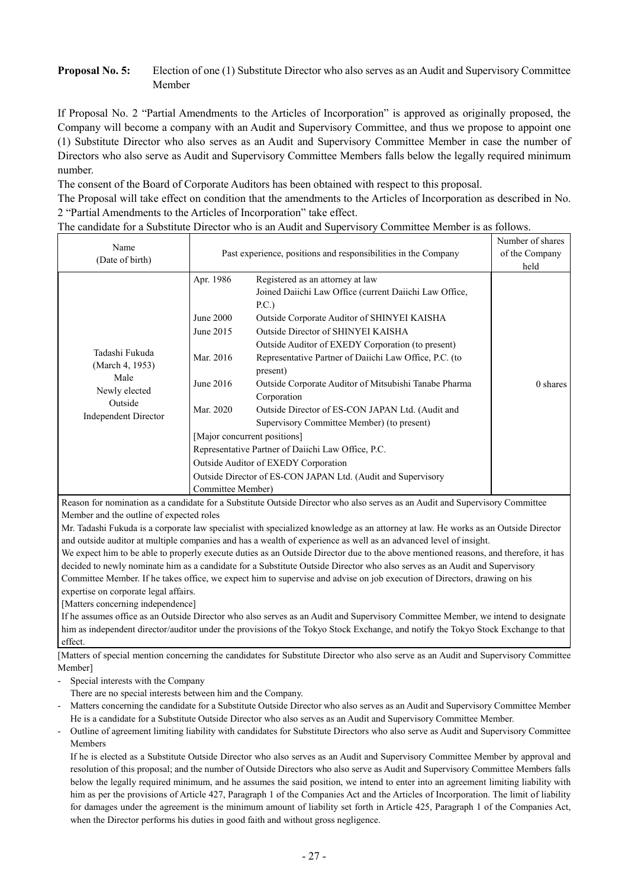**Proposal No. 5:** Election of one (1) Substitute Director who also serves as an Audit and Supervisory Committee Member

If Proposal No. 2 "Partial Amendments to the Articles of Incorporation" is approved as originally proposed, the Company will become a company with an Audit and Supervisory Committee, and thus we propose to appoint one (1) Substitute Director who also serves as an Audit and Supervisory Committee Member in case the number of Directors who also serve as Audit and Supervisory Committee Members falls below the legally required minimum number.

The consent of the Board of Corporate Auditors has been obtained with respect to this proposal.

The Proposal will take effect on condition that the amendments to the Articles of Incorporation as described in No. 2 "Partial Amendments to the Articles of Incorporation" take effect.

The candidate for a Substitute Director who is an Audit and Supervisory Committee Member is as follows.

| Name (Date of birth) | Past experience, positions and responsibilities in the Company | | Number of shares of the Company held |
|---|---|---|---|
| Tadashi Fukuda (March 4, 1953) Male Newly elected Outside Independent Director | Apr. 1986 | Registered as an attorney at law Joined Daiichi Law Office (current Daiichi Law Office, P.C.) | 0 shares |
| | June 2000 | Outside Corporate Auditor of SHINYEI KAISHA | |
| | June 2015 | Outside Director of SHINYEI KAISHA Outside Auditor of EXEDY Corporation (to present) | |
| | Mar. 2016 | Representative Partner of Daiichi Law Office, P.C. (to present) | |
| | June 2016 | Outside Corporate Auditor of Mitsubishi Tanabe Pharma Corporation | |
| | Mar. 2020 | Outside Director of ES-CON JAPAN Ltd. (Audit and Supervisory Committee Member) (to present) | |
| | [Major concurrent positions] Representative Partner of Daiichi Law Office, P.C. Outside Auditor of EXEDY Corporation Outside Director of ES-CON JAPAN Ltd. (Audit and Supervisory Committee Member) | | |

Reason for nomination as a candidate for a Substitute Outside Director who also serves as an Audit and Supervisory Committee Member and the outline of expected roles

Mr. Tadashi Fukuda is a corporate law specialist with specialized knowledge as an attorney at law. He works as an Outside Director and outside auditor at multiple companies and has a wealth of experience as well as an advanced level of insight.

We expect him to be able to properly execute duties as an Outside Director due to the above mentioned reasons, and therefore, it has decided to newly nominate him as a candidate for a Substitute Outside Director who also serves as an Audit and Supervisory Committee Member. If he takes office, we expect him to supervise and advise on job execution of Directors, drawing on his expertise on corporate legal affairs.

[Matters concerning independence]

If he assumes office as an Outside Director who also serves as an Audit and Supervisory Committee Member, we intend to designate him as independent director/auditor under the provisions of the Tokyo Stock Exchange, and notify the Tokyo Stock Exchange to that effect.

[Matters of special mention concerning the candidates for Substitute Director who also serve as an Audit and Supervisory Committee Member]

- Special interests with the Company
  There are no special interests between him and the Company.
- Matters concerning the candidate for a Substitute Outside Director who also serves as an Audit and Supervisory Committee Member
  He is a candidate for a Substitute Outside Director who also serves as an Audit and Supervisory Committee Member.
- Outline of agreement limiting liability with candidates for Substitute Directors who also serve as Audit and Supervisory Committee Members
  If he is elected as a Substitute Outside Director who also serves as an Audit and Supervisory Committee Member by approval and resolution of this proposal; and the number of Outside Directors who also serve as Audit and Supervisory Committee Members falls below the legally required minimum, and he assumes the said position, we intend to enter into an agreement limiting liability with him as per the provisions of Article 427, Paragraph 1 of the Companies Act and the Articles of Incorporation. The limit of liability for damages under the agreement is the minimum amount of liability set forth in Article 425, Paragraph 1 of the Companies Act, when the Director performs his duties in good faith and without gross negligence.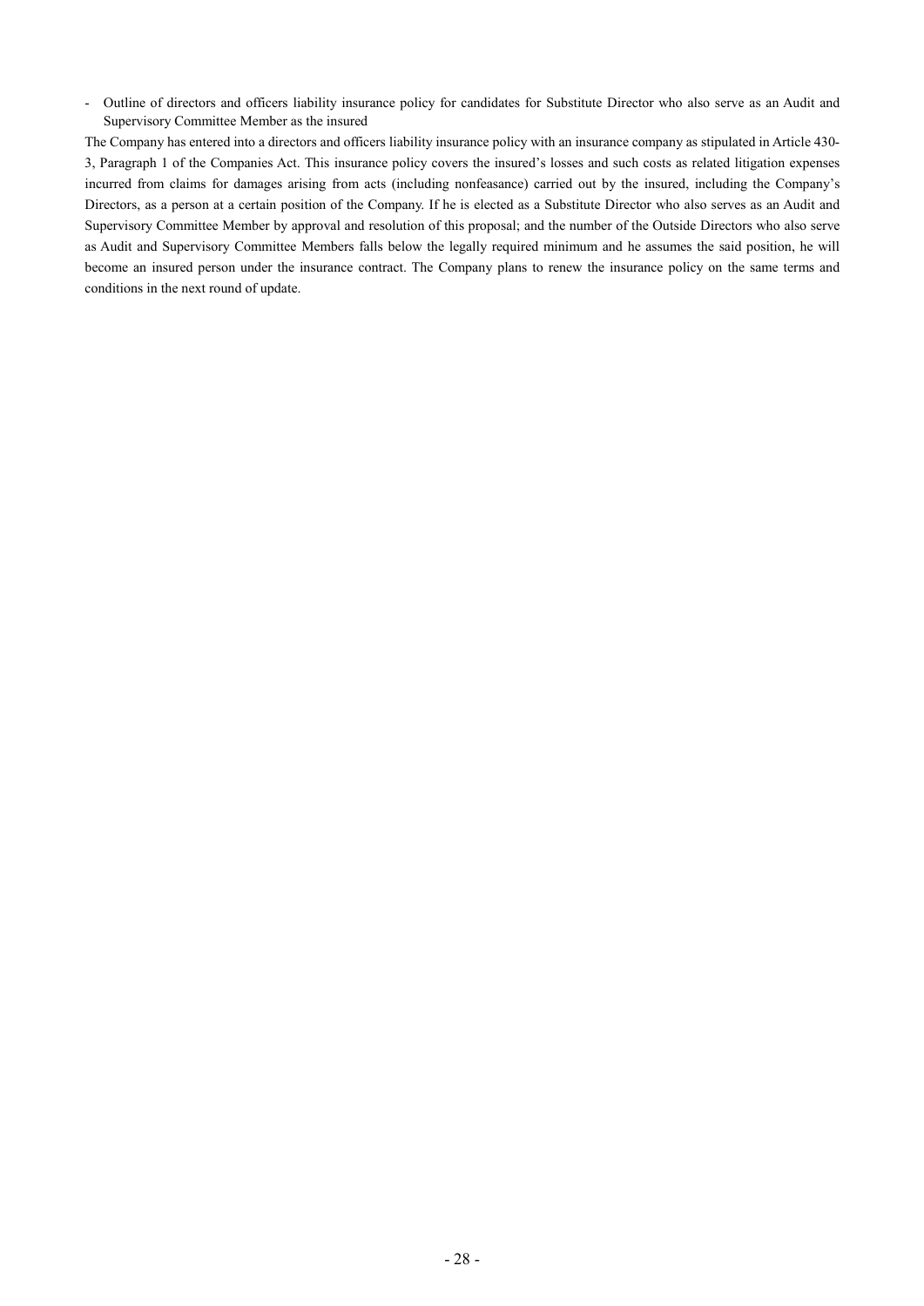- Outline of directors and officers liability insurance policy for candidates for Substitute Director who also serve as an Audit and Supervisory Committee Member as the insured

The Company has entered into a directors and officers liability insurance policy with an insurance company as stipulated in Article 430-3, Paragraph 1 of the Companies Act. This insurance policy covers the insured's losses and such costs as related litigation expenses incurred from claims for damages arising from acts (including nonfeasance) carried out by the insured, including the Company's Directors, as a person at a certain position of the Company. If he is elected as a Substitute Director who also serves as an Audit and Supervisory Committee Member by approval and resolution of this proposal; and the number of the Outside Directors who also serve as Audit and Supervisory Committee Members falls below the legally required minimum and he assumes the said position, he will become an insured person under the insurance contract. The Company plans to renew the insurance policy on the same terms and conditions in the next round of update.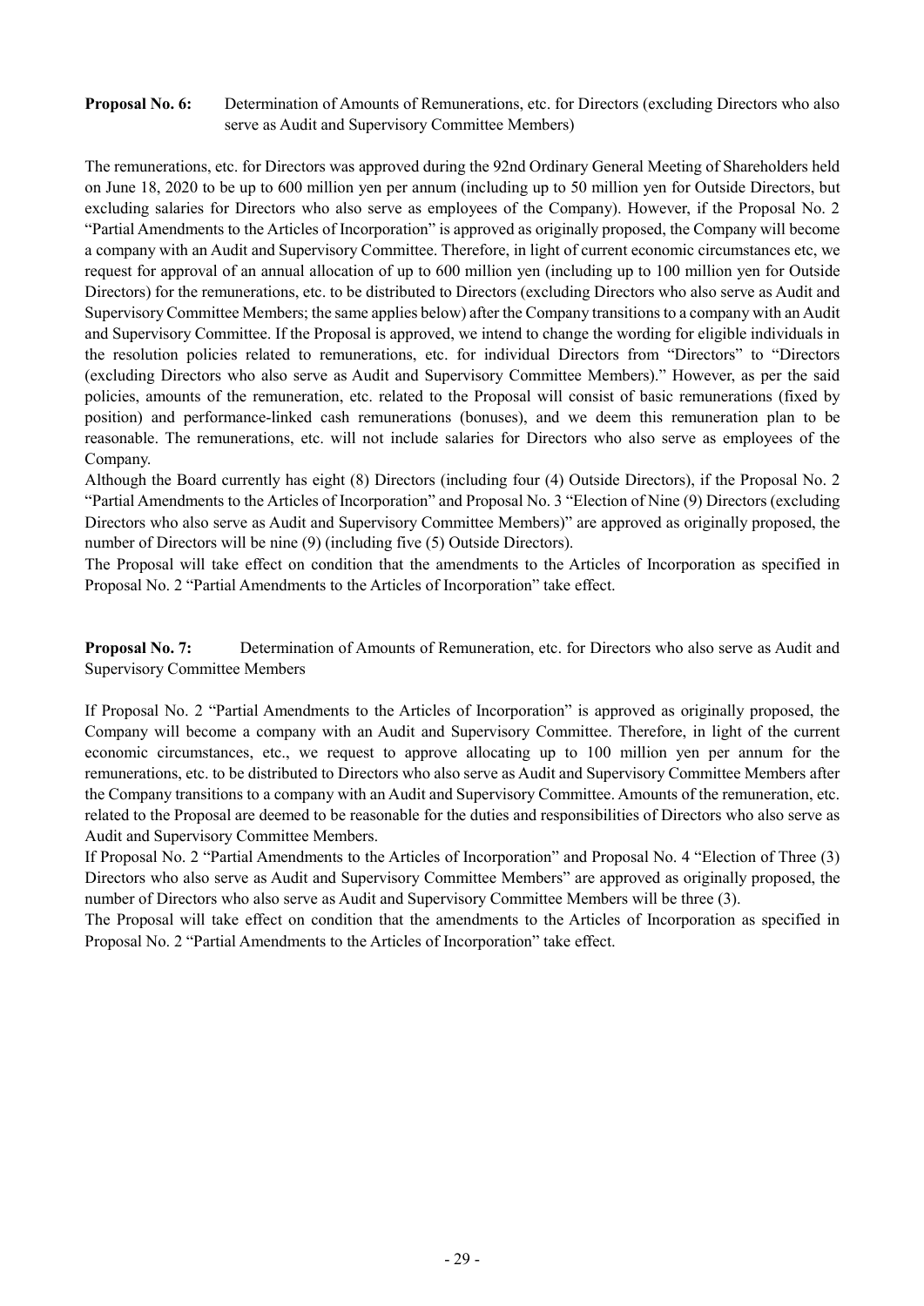**Proposal No. 6:** Determination of Amounts of Remunerations, etc. for Directors (excluding Directors who also serve as Audit and Supervisory Committee Members)

The remunerations, etc. for Directors was approved during the 92nd Ordinary General Meeting of Shareholders held on June 18, 2020 to be up to 600 million yen per annum (including up to 50 million yen for Outside Directors, but excluding salaries for Directors who also serve as employees of the Company). However, if the Proposal No. 2 "Partial Amendments to the Articles of Incorporation" is approved as originally proposed, the Company will become a company with an Audit and Supervisory Committee. Therefore, in light of current economic circumstances etc, we request for approval of an annual allocation of up to 600 million yen (including up to 100 million yen for Outside Directors) for the remunerations, etc. to be distributed to Directors (excluding Directors who also serve as Audit and Supervisory Committee Members; the same applies below) after the Company transitions to a company with an Audit and Supervisory Committee. If the Proposal is approved, we intend to change the wording for eligible individuals in the resolution policies related to remunerations, etc. for individual Directors from "Directors" to "Directors (excluding Directors who also serve as Audit and Supervisory Committee Members)." However, as per the said policies, amounts of the remuneration, etc. related to the Proposal will consist of basic remunerations (fixed by position) and performance-linked cash remunerations (bonuses), and we deem this remuneration plan to be reasonable. The remunerations, etc. will not include salaries for Directors who also serve as employees of the Company.

Although the Board currently has eight (8) Directors (including four (4) Outside Directors), if the Proposal No. 2 "Partial Amendments to the Articles of Incorporation" and Proposal No. 3 "Election of Nine (9) Directors (excluding Directors who also serve as Audit and Supervisory Committee Members)" are approved as originally proposed, the number of Directors will be nine (9) (including five (5) Outside Directors).

The Proposal will take effect on condition that the amendments to the Articles of Incorporation as specified in Proposal No. 2 "Partial Amendments to the Articles of Incorporation" take effect.

**Proposal No. 7:** Determination of Amounts of Remuneration, etc. for Directors who also serve as Audit and Supervisory Committee Members

If Proposal No. 2 "Partial Amendments to the Articles of Incorporation" is approved as originally proposed, the Company will become a company with an Audit and Supervisory Committee. Therefore, in light of the current economic circumstances, etc., we request to approve allocating up to 100 million yen per annum for the remunerations, etc. to be distributed to Directors who also serve as Audit and Supervisory Committee Members after the Company transitions to a company with an Audit and Supervisory Committee. Amounts of the remuneration, etc. related to the Proposal are deemed to be reasonable for the duties and responsibilities of Directors who also serve as Audit and Supervisory Committee Members.

If Proposal No. 2 "Partial Amendments to the Articles of Incorporation" and Proposal No. 4 "Election of Three (3) Directors who also serve as Audit and Supervisory Committee Members" are approved as originally proposed, the number of Directors who also serve as Audit and Supervisory Committee Members will be three (3).

The Proposal will take effect on condition that the amendments to the Articles of Incorporation as specified in Proposal No. 2 "Partial Amendments to the Articles of Incorporation" take effect.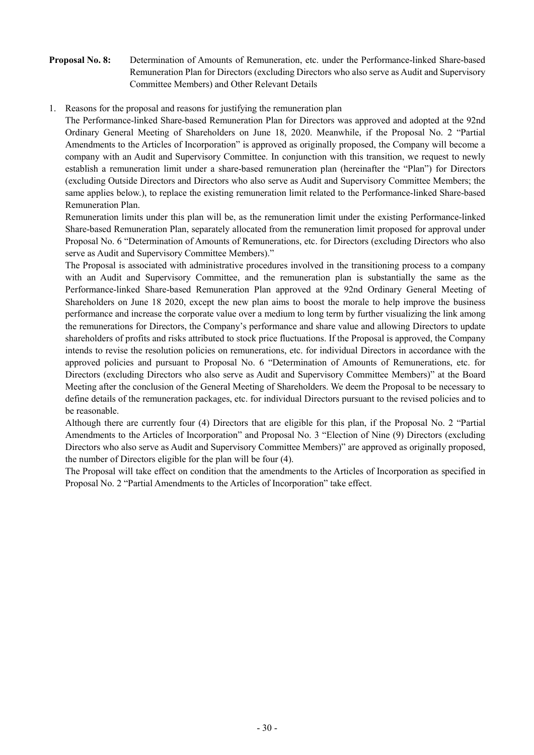**Proposal No. 8:** Determination of Amounts of Remuneration, etc. under the Performance-linked Share-based Remuneration Plan for Directors (excluding Directors who also serve as Audit and Supervisory Committee Members) and Other Relevant Details

1. Reasons for the proposal and reasons for justifying the remuneration plan

   The Performance-linked Share-based Remuneration Plan for Directors was approved and adopted at the 92nd Ordinary General Meeting of Shareholders on June 18, 2020. Meanwhile, if the Proposal No. 2 "Partial Amendments to the Articles of Incorporation" is approved as originally proposed, the Company will become a company with an Audit and Supervisory Committee. In conjunction with this transition, we request to newly establish a remuneration limit under a share-based remuneration plan (hereinafter the "Plan") for Directors (excluding Outside Directors and Directors who also serve as Audit and Supervisory Committee Members; the same applies below.), to replace the existing remuneration limit related to the Performance-linked Share-based Remuneration Plan.

   Remuneration limits under this plan will be, as the remuneration limit under the existing Performance-linked Share-based Remuneration Plan, separately allocated from the remuneration limit proposed for approval under Proposal No. 6 "Determination of Amounts of Remunerations, etc. for Directors (excluding Directors who also serve as Audit and Supervisory Committee Members)."

   The Proposal is associated with administrative procedures involved in the transitioning process to a company with an Audit and Supervisory Committee, and the remuneration plan is substantially the same as the Performance-linked Share-based Remuneration Plan approved at the 92nd Ordinary General Meeting of Shareholders on June 18 2020, except the new plan aims to boost the morale to help improve the business performance and increase the corporate value over a medium to long term by further visualizing the link among the remunerations for Directors, the Company's performance and share value and allowing Directors to update shareholders of profits and risks attributed to stock price fluctuations. If the Proposal is approved, the Company intends to revise the resolution policies on remunerations, etc. for individual Directors in accordance with the approved policies and pursuant to Proposal No. 6 "Determination of Amounts of Remunerations, etc. for Directors (excluding Directors who also serve as Audit and Supervisory Committee Members)" at the Board Meeting after the conclusion of the General Meeting of Shareholders. We deem the Proposal to be necessary to define details of the remuneration packages, etc. for individual Directors pursuant to the revised policies and to be reasonable.

   Although there are currently four (4) Directors that are eligible for this plan, if the Proposal No. 2 "Partial Amendments to the Articles of Incorporation" and Proposal No. 3 "Election of Nine (9) Directors (excluding Directors who also serve as Audit and Supervisory Committee Members)" are approved as originally proposed, the number of Directors eligible for the plan will be four (4).

   The Proposal will take effect on condition that the amendments to the Articles of Incorporation as specified in Proposal No. 2 "Partial Amendments to the Articles of Incorporation" take effect.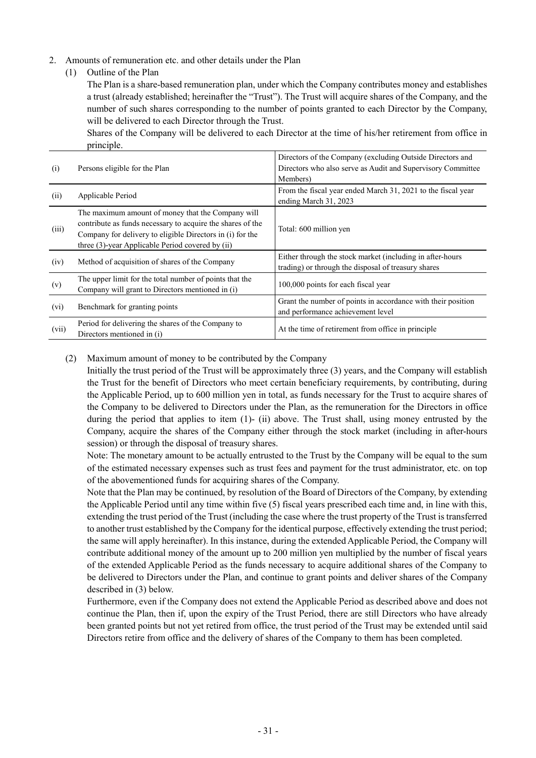2. Amounts of remuneration etc. and other details under the Plan

(1) Outline of the Plan

The Plan is a share-based remuneration plan, under which the Company contributes money and establishes a trust (already established; hereinafter the "Trust"). The Trust will acquire shares of the Company, and the number of such shares corresponding to the number of points granted to each Director by the Company, will be delivered to each Director through the Trust.

Shares of the Company will be delivered to each Director at the time of his/her retirement from office in principle.

| | | |
|---|---|---|
| (i) | Persons eligible for the Plan | Directors of the Company (excluding Outside Directors and Directors who also serve as Audit and Supervisory Committee Members) |
| (ii) | Applicable Period | From the fiscal year ended March 31, 2021 to the fiscal year ending March 31, 2023 |
| (iii) | The maximum amount of money that the Company will contribute as funds necessary to acquire the shares of the Company for delivery to eligible Directors in (i) for the three (3)-year Applicable Period covered by (ii) | Total: 600 million yen |
| (iv) | Method of acquisition of shares of the Company | Either through the stock market (including in after-hours trading) or through the disposal of treasury shares |
| (v) | The upper limit for the total number of points that the Company will grant to Directors mentioned in (i) | 100,000 points for each fiscal year |
| (vi) | Benchmark for granting points | Grant the number of points in accordance with their position and performance achievement level |
| (vii) | Period for delivering the shares of the Company to Directors mentioned in (i) | At the time of retirement from office in principle |

(2) Maximum amount of money to be contributed by the Company

Initially the trust period of the Trust will be approximately three (3) years, and the Company will establish the Trust for the benefit of Directors who meet certain beneficiary requirements, by contributing, during the Applicable Period, up to 600 million yen in total, as funds necessary for the Trust to acquire shares of the Company to be delivered to Directors under the Plan, as the remuneration for the Directors in office during the period that applies to item (1)- (ii) above. The Trust shall, using money entrusted by the Company, acquire the shares of the Company either through the stock market (including in after-hours session) or through the disposal of treasury shares.

Note: The monetary amount to be actually entrusted to the Trust by the Company will be equal to the sum of the estimated necessary expenses such as trust fees and payment for the trust administrator, etc. on top of the abovementioned funds for acquiring shares of the Company.

Note that the Plan may be continued, by resolution of the Board of Directors of the Company, by extending the Applicable Period until any time within five (5) fiscal years prescribed each time and, in line with this, extending the trust period of the Trust (including the case where the trust property of the Trust is transferred to another trust established by the Company for the identical purpose, effectively extending the trust period; the same will apply hereinafter). In this instance, during the extended Applicable Period, the Company will contribute additional money of the amount up to 200 million yen multiplied by the number of fiscal years of the extended Applicable Period as the funds necessary to acquire additional shares of the Company to be delivered to Directors under the Plan, and continue to grant points and deliver shares of the Company described in (3) below.

Furthermore, even if the Company does not extend the Applicable Period as described above and does not continue the Plan, then if, upon the expiry of the Trust Period, there are still Directors who have already been granted points but not yet retired from office, the trust period of the Trust may be extended until said Directors retire from office and the delivery of shares of the Company to them has been completed.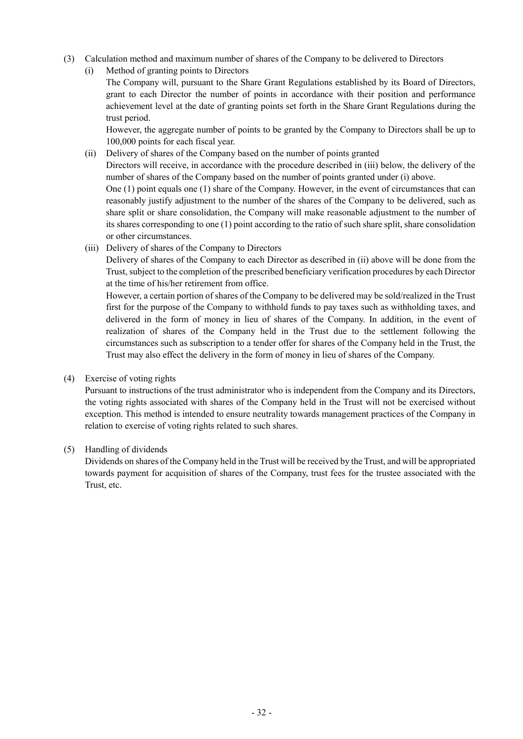(3) Calculation method and maximum number of shares of the Company to be delivered to Directors

(i) Method of granting points to Directors

The Company will, pursuant to the Share Grant Regulations established by its Board of Directors, grant to each Director the number of points in accordance with their position and performance achievement level at the date of granting points set forth in the Share Grant Regulations during the trust period.

However, the aggregate number of points to be granted by the Company to Directors shall be up to 100,000 points for each fiscal year.

(ii) Delivery of shares of the Company based on the number of points granted

Directors will receive, in accordance with the procedure described in (iii) below, the delivery of the number of shares of the Company based on the number of points granted under (i) above.

One (1) point equals one (1) share of the Company. However, in the event of circumstances that can reasonably justify adjustment to the number of the shares of the Company to be delivered, such as share split or share consolidation, the Company will make reasonable adjustment to the number of its shares corresponding to one (1) point according to the ratio of such share split, share consolidation or other circumstances.

(iii) Delivery of shares of the Company to Directors

Delivery of shares of the Company to each Director as described in (ii) above will be done from the Trust, subject to the completion of the prescribed beneficiary verification procedures by each Director at the time of his/her retirement from office.

However, a certain portion of shares of the Company to be delivered may be sold/realized in the Trust first for the purpose of the Company to withhold funds to pay taxes such as withholding taxes, and delivered in the form of money in lieu of shares of the Company. In addition, in the event of realization of shares of the Company held in the Trust due to the settlement following the circumstances such as subscription to a tender offer for shares of the Company held in the Trust, the Trust may also effect the delivery in the form of money in lieu of shares of the Company.

(4) Exercise of voting rights

Pursuant to instructions of the trust administrator who is independent from the Company and its Directors, the voting rights associated with shares of the Company held in the Trust will not be exercised without exception. This method is intended to ensure neutrality towards management practices of the Company in relation to exercise of voting rights related to such shares.

(5) Handling of dividends

Dividends on shares of the Company held in the Trust will be received by the Trust, and will be appropriated towards payment for acquisition of shares of the Company, trust fees for the trustee associated with the Trust, etc.